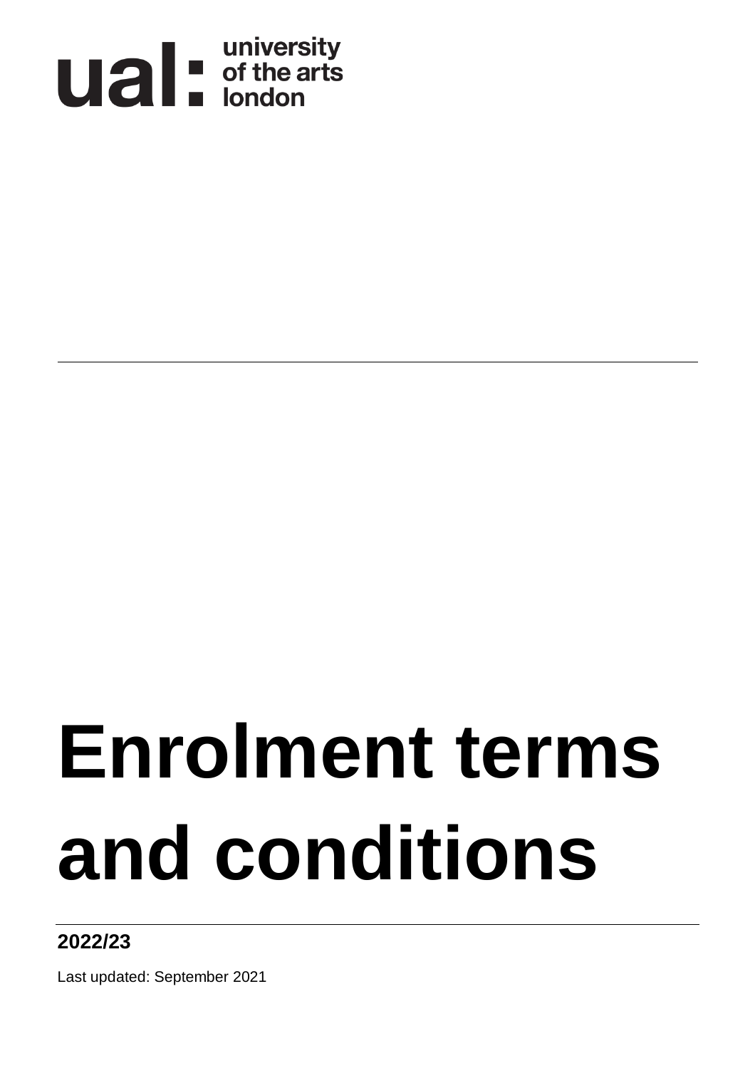ual: university of the arts london

# Enrolment terms and conditions

**2022/23**

Last updated: September 2021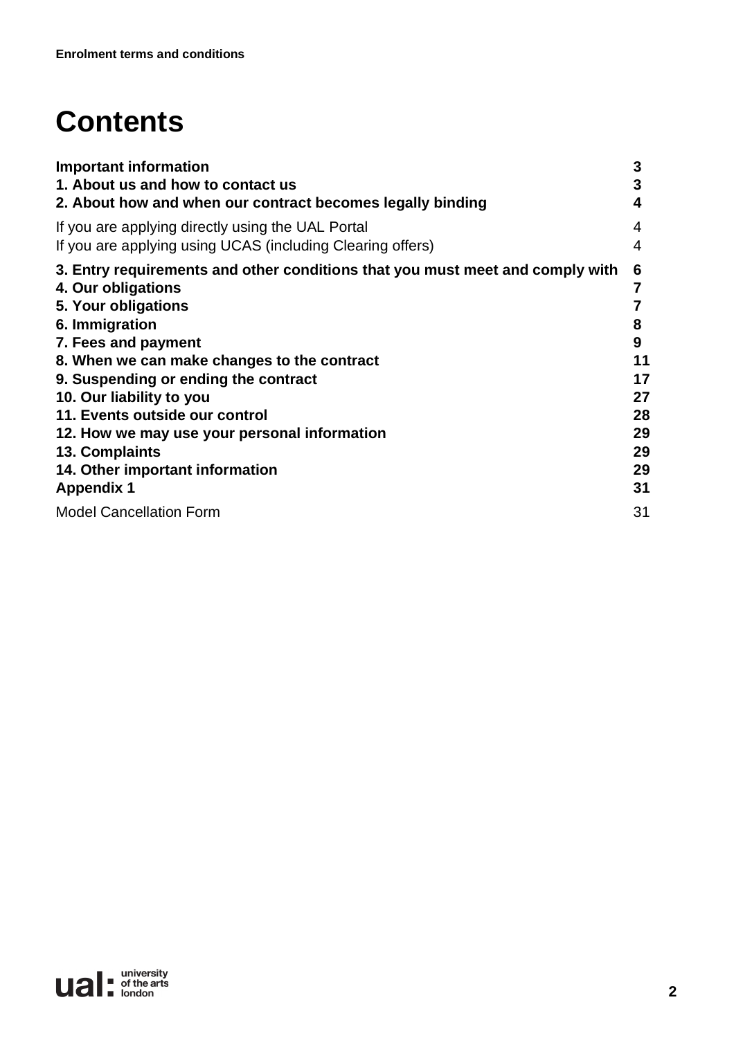# Contents

**Important information** 3
**1. About us and how to contact us** 3
**2. About how and when our contract becomes legally binding** 4

If you are applying directly using the UAL Portal 4
If you are applying using UCAS (including Clearing offers) 4

**3. Entry requirements and other conditions that you must meet and comply with** 6
**4. Our obligations** 7
**5. Your obligations** 7
**6. Immigration** 8
**7. Fees and payment** 9
**8. When we can make changes to the contract** 11
**9. Suspending or ending the contract** 17
**10. Our liability to you** 27
**11. Events outside our control** 28
**12. How we may use your personal information** 29
**13. Complaints** 29
**14. Other important information** 29
**Appendix 1** 31

Model Cancellation Form 31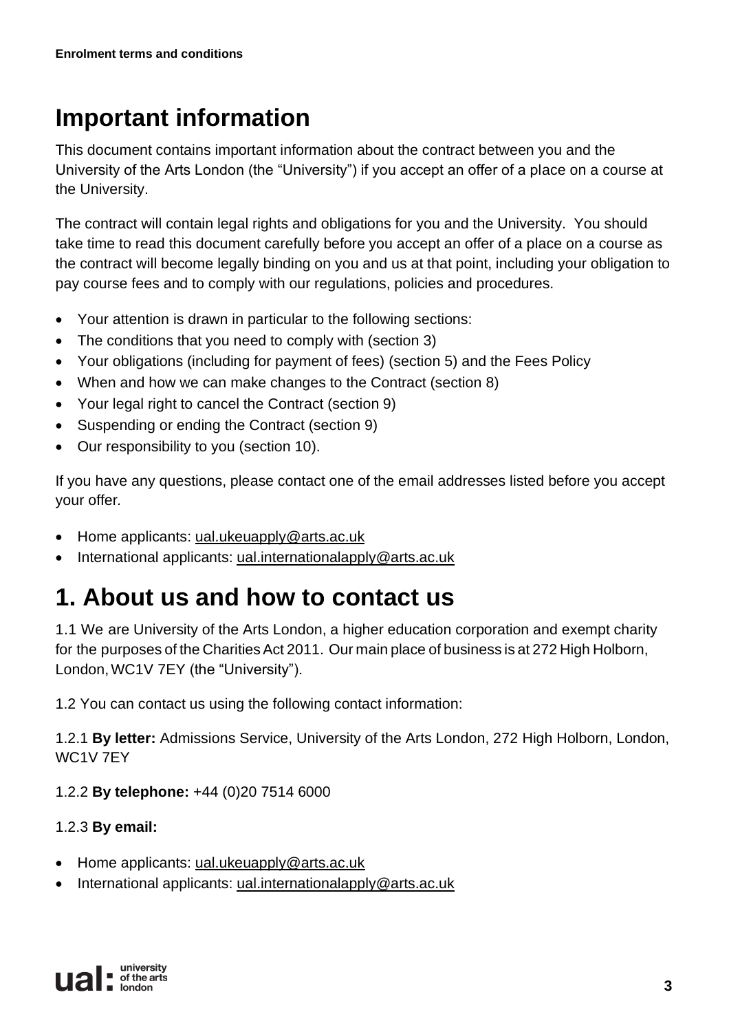# Important information

This document contains important information about the contract between you and the University of the Arts London (the "University") if you accept an offer of a place on a course at the University.

The contract will contain legal rights and obligations for you and the University. You should take time to read this document carefully before you accept an offer of a place on a course as the contract will become legally binding on you and us at that point, including your obligation to pay course fees and to comply with our regulations, policies and procedures.

- Your attention is drawn in particular to the following sections:
- The conditions that you need to comply with (section 3)
- Your obligations (including for payment of fees) (section 5) and the Fees Policy
- When and how we can make changes to the Contract (section 8)
- Your legal right to cancel the Contract (section 9)
- Suspending or ending the Contract (section 9)
- Our responsibility to you (section 10).

If you have any questions, please contact one of the email addresses listed before you accept your offer.

- Home applicants: ual.ukeuapply@arts.ac.uk
- International applicants: ual.internationalapply@arts.ac.uk

# 1. About us and how to contact us

1.1 We are University of the Arts London, a higher education corporation and exempt charity for the purposes of the Charities Act 2011. Our main place of business is at 272 High Holborn, London, WC1V 7EY (the "University").

1.2 You can contact us using the following contact information:

1.2.1 **By letter:** Admissions Service, University of the Arts London, 272 High Holborn, London, WC1V 7EY

1.2.2 **By telephone:** +44 (0)20 7514 6000

1.2.3 **By email:**

- Home applicants: ual.ukeuapply@arts.ac.uk
- International applicants: ual.internationalapply@arts.ac.uk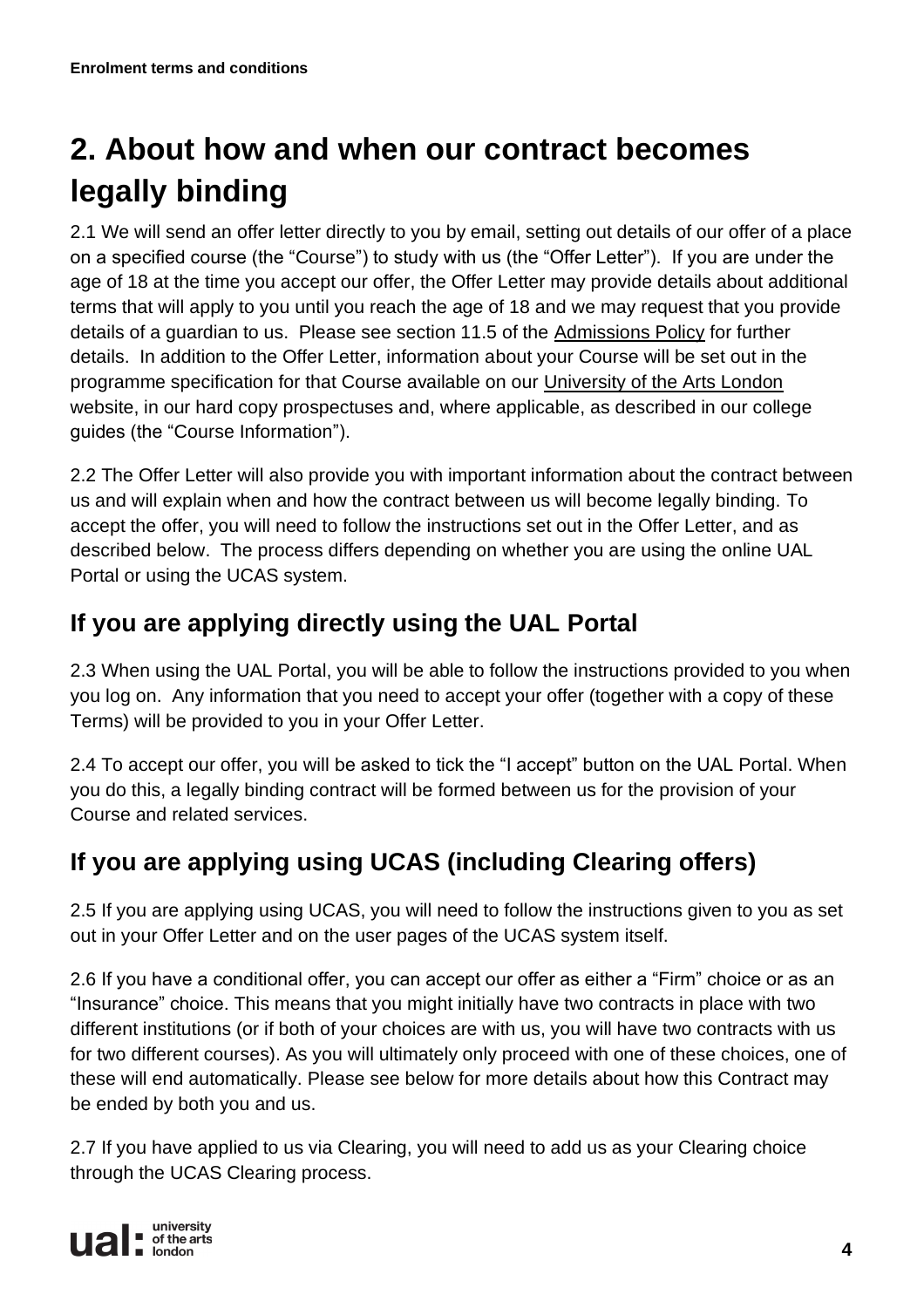# 2. About how and when our contract becomes legally binding

2.1 We will send an offer letter directly to you by email, setting out details of our offer of a place on a specified course (the "Course") to study with us (the "Offer Letter"). If you are under the age of 18 at the time you accept our offer, the Offer Letter may provide details about additional terms that will apply to you until you reach the age of 18 and we may request that you provide details of a guardian to us. Please see section 11.5 of the Admissions Policy for further details. In addition to the Offer Letter, information about your Course will be set out in the programme specification for that Course available on our University of the Arts London website, in our hard copy prospectuses and, where applicable, as described in our college guides (the "Course Information").

2.2 The Offer Letter will also provide you with important information about the contract between us and will explain when and how the contract between us will become legally binding. To accept the offer, you will need to follow the instructions set out in the Offer Letter, and as described below. The process differs depending on whether you are using the online UAL Portal or using the UCAS system.

## If you are applying directly using the UAL Portal

2.3 When using the UAL Portal, you will be able to follow the instructions provided to you when you log on. Any information that you need to accept your offer (together with a copy of these Terms) will be provided to you in your Offer Letter.

2.4 To accept our offer, you will be asked to tick the "I accept" button on the UAL Portal. When you do this, a legally binding contract will be formed between us for the provision of your Course and related services.

## If you are applying using UCAS (including Clearing offers)

2.5 If you are applying using UCAS, you will need to follow the instructions given to you as set out in your Offer Letter and on the user pages of the UCAS system itself.

2.6 If you have a conditional offer, you can accept our offer as either a "Firm" choice or as an "Insurance" choice. This means that you might initially have two contracts in place with two different institutions (or if both of your choices are with us, you will have two contracts with us for two different courses). As you will ultimately only proceed with one of these choices, one of these will end automatically. Please see below for more details about how this Contract may be ended by both you and us.

2.7 If you have applied to us via Clearing, you will need to add us as your Clearing choice through the UCAS Clearing process.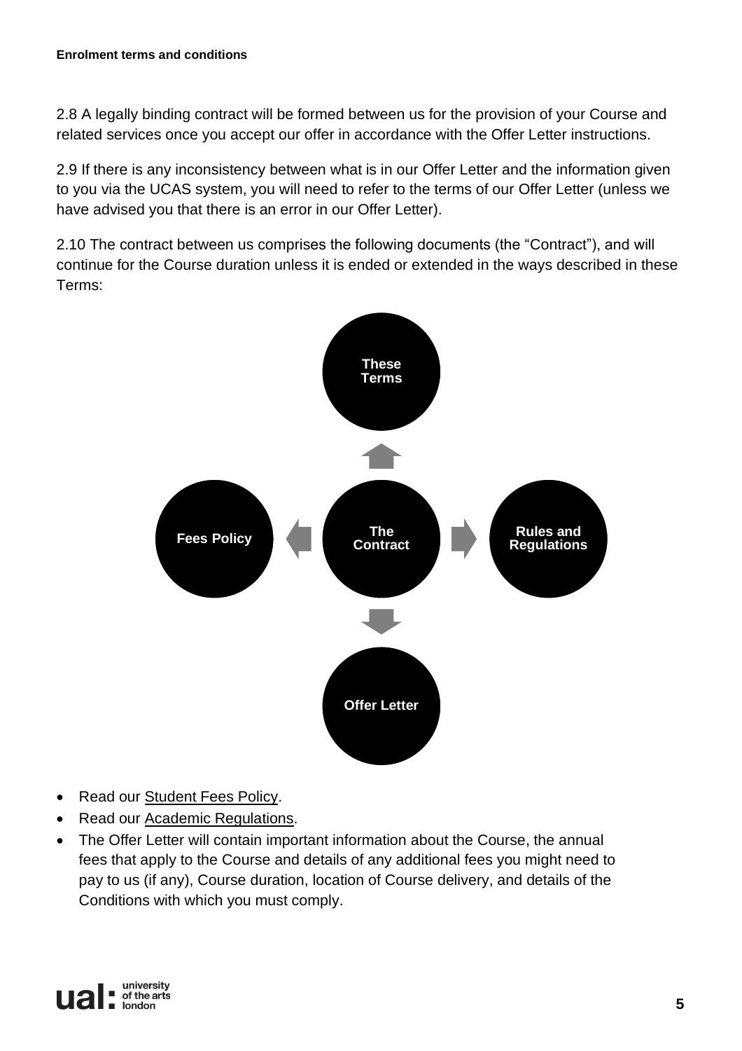2.8 A legally binding contract will be formed between us for the provision of your Course and related services once you accept our offer in accordance with the Offer Letter instructions.

2.9 If there is any inconsistency between what is in our Offer Letter and the information given to you via the UCAS system, you will need to refer to the terms of our Offer Letter (unless we have advised you that there is an error in our Offer Letter).

2.10 The contract between us comprises the following documents (the "Contract"), and will continue for the Course duration unless it is ended or extended in the ways described in these Terms:

**These Terms**

**Fees Policy** ← **The Contract** → **Rules and Regulations**

**Offer Letter**

- Read our Student Fees Policy.
- Read our Academic Regulations.
- The Offer Letter will contain important information about the Course, the annual fees that apply to the Course and details of any additional fees you might need to pay to us (if any), Course duration, location of Course delivery, and details of the Conditions with which you must comply.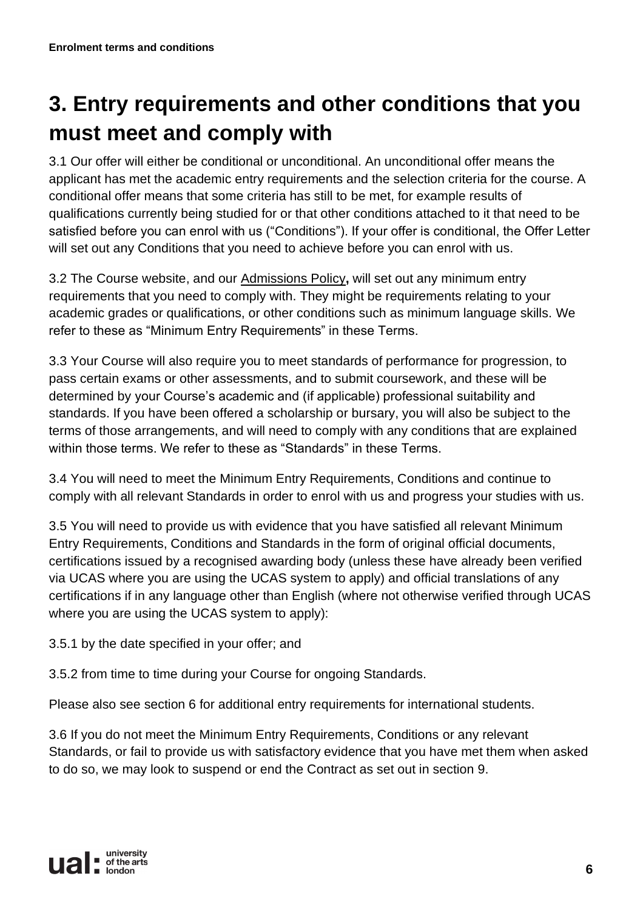# 3. Entry requirements and other conditions that you must meet and comply with

3.1 Our offer will either be conditional or unconditional. An unconditional offer means the applicant has met the academic entry requirements and the selection criteria for the course. A conditional offer means that some criteria has still to be met, for example results of qualifications currently being studied for or that other conditions attached to it that need to be satisfied before you can enrol with us ("Conditions"). If your offer is conditional, the Offer Letter will set out any Conditions that you need to achieve before you can enrol with us.

3.2 The Course website, and our Admissions Policy**,** will set out any minimum entry requirements that you need to comply with. They might be requirements relating to your academic grades or qualifications, or other conditions such as minimum language skills. We refer to these as "Minimum Entry Requirements" in these Terms.

3.3 Your Course will also require you to meet standards of performance for progression, to pass certain exams or other assessments, and to submit coursework, and these will be determined by your Course's academic and (if applicable) professional suitability and standards. If you have been offered a scholarship or bursary, you will also be subject to the terms of those arrangements, and will need to comply with any conditions that are explained within those terms. We refer to these as "Standards" in these Terms.

3.4 You will need to meet the Minimum Entry Requirements, Conditions and continue to comply with all relevant Standards in order to enrol with us and progress your studies with us.

3.5 You will need to provide us with evidence that you have satisfied all relevant Minimum Entry Requirements, Conditions and Standards in the form of original official documents, certifications issued by a recognised awarding body (unless these have already been verified via UCAS where you are using the UCAS system to apply) and official translations of any certifications if in any language other than English (where not otherwise verified through UCAS where you are using the UCAS system to apply):

3.5.1 by the date specified in your offer; and

3.5.2 from time to time during your Course for ongoing Standards.

Please also see section 6 for additional entry requirements for international students.

3.6 If you do not meet the Minimum Entry Requirements, Conditions or any relevant Standards, or fail to provide us with satisfactory evidence that you have met them when asked to do so, we may look to suspend or end the Contract as set out in section 9.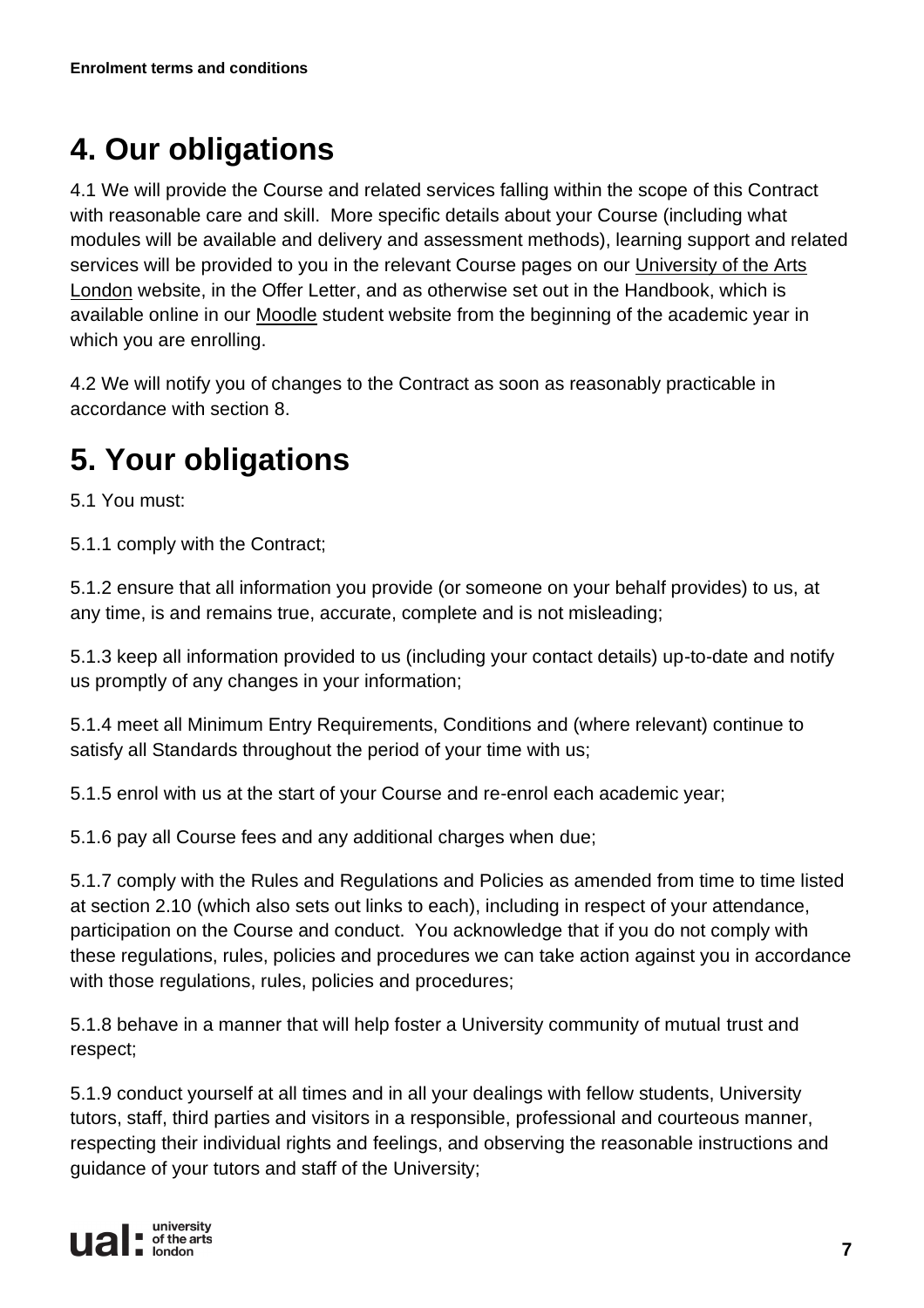# 4. Our obligations

4.1 We will provide the Course and related services falling within the scope of this Contract with reasonable care and skill. More specific details about your Course (including what modules will be available and delivery and assessment methods), learning support and related services will be provided to you in the relevant Course pages on our University of the Arts London website, in the Offer Letter, and as otherwise set out in the Handbook, which is available online in our Moodle student website from the beginning of the academic year in which you are enrolling.

4.2 We will notify you of changes to the Contract as soon as reasonably practicable in accordance with section 8.

# 5. Your obligations

5.1 You must:

5.1.1 comply with the Contract;

5.1.2 ensure that all information you provide (or someone on your behalf provides) to us, at any time, is and remains true, accurate, complete and is not misleading;

5.1.3 keep all information provided to us (including your contact details) up-to-date and notify us promptly of any changes in your information;

5.1.4 meet all Minimum Entry Requirements, Conditions and (where relevant) continue to satisfy all Standards throughout the period of your time with us;

5.1.5 enrol with us at the start of your Course and re-enrol each academic year;

5.1.6 pay all Course fees and any additional charges when due;

5.1.7 comply with the Rules and Regulations and Policies as amended from time to time listed at section 2.10 (which also sets out links to each), including in respect of your attendance, participation on the Course and conduct. You acknowledge that if you do not comply with these regulations, rules, policies and procedures we can take action against you in accordance with those regulations, rules, policies and procedures;

5.1.8 behave in a manner that will help foster a University community of mutual trust and respect;

5.1.9 conduct yourself at all times and in all your dealings with fellow students, University tutors, staff, third parties and visitors in a responsible, professional and courteous manner, respecting their individual rights and feelings, and observing the reasonable instructions and guidance of your tutors and staff of the University;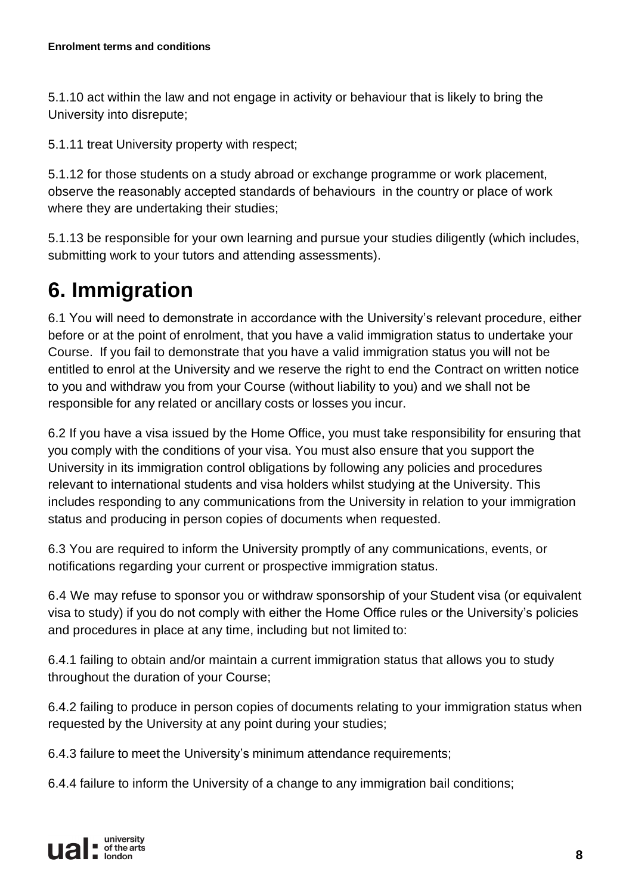5.1.10 act within the law and not engage in activity or behaviour that is likely to bring the University into disrepute;

5.1.11 treat University property with respect;

5.1.12 for those students on a study abroad or exchange programme or work placement, observe the reasonably accepted standards of behaviours in the country or place of work where they are undertaking their studies;

5.1.13 be responsible for your own learning and pursue your studies diligently (which includes, submitting work to your tutors and attending assessments).

# 6. Immigration

6.1 You will need to demonstrate in accordance with the University's relevant procedure, either before or at the point of enrolment, that you have a valid immigration status to undertake your Course. If you fail to demonstrate that you have a valid immigration status you will not be entitled to enrol at the University and we reserve the right to end the Contract on written notice to you and withdraw you from your Course (without liability to you) and we shall not be responsible for any related or ancillary costs or losses you incur.

6.2 If you have a visa issued by the Home Office, you must take responsibility for ensuring that you comply with the conditions of your visa. You must also ensure that you support the University in its immigration control obligations by following any policies and procedures relevant to international students and visa holders whilst studying at the University. This includes responding to any communications from the University in relation to your immigration status and producing in person copies of documents when requested.

6.3 You are required to inform the University promptly of any communications, events, or notifications regarding your current or prospective immigration status.

6.4 We may refuse to sponsor you or withdraw sponsorship of your Student visa (or equivalent visa to study) if you do not comply with either the Home Office rules or the University's policies and procedures in place at any time, including but not limited to:

6.4.1 failing to obtain and/or maintain a current immigration status that allows you to study throughout the duration of your Course;

6.4.2 failing to produce in person copies of documents relating to your immigration status when requested by the University at any point during your studies;

6.4.3 failure to meet the University's minimum attendance requirements;

6.4.4 failure to inform the University of a change to any immigration bail conditions;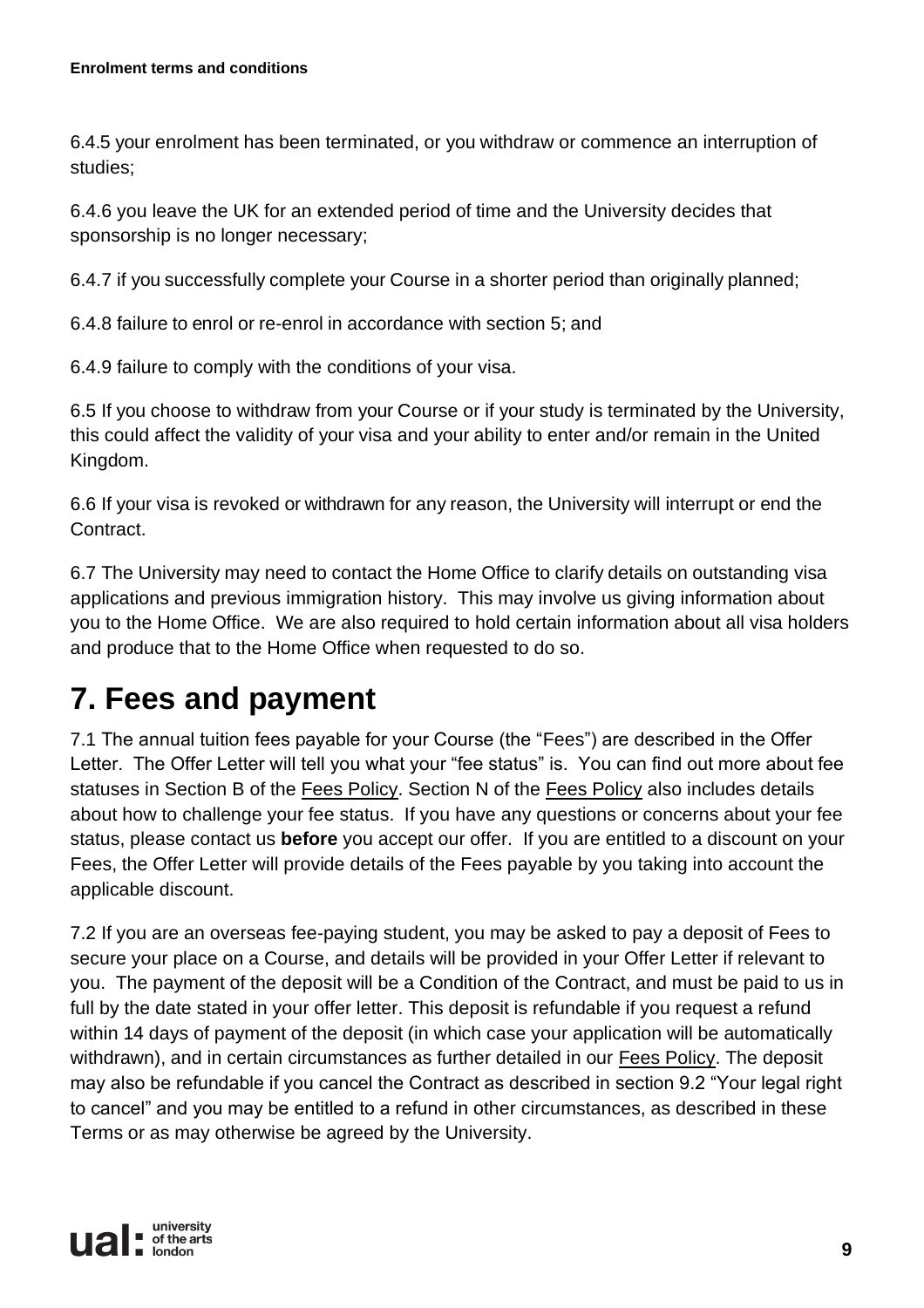6.4.5 your enrolment has been terminated, or you withdraw or commence an interruption of studies;

6.4.6 you leave the UK for an extended period of time and the University decides that sponsorship is no longer necessary;

6.4.7 if you successfully complete your Course in a shorter period than originally planned;

6.4.8 failure to enrol or re-enrol in accordance with section 5; and

6.4.9 failure to comply with the conditions of your visa.

6.5 If you choose to withdraw from your Course or if your study is terminated by the University, this could affect the validity of your visa and your ability to enter and/or remain in the United Kingdom.

6.6 If your visa is revoked or withdrawn for any reason, the University will interrupt or end the Contract.

6.7 The University may need to contact the Home Office to clarify details on outstanding visa applications and previous immigration history. This may involve us giving information about you to the Home Office. We are also required to hold certain information about all visa holders and produce that to the Home Office when requested to do so.

# 7. Fees and payment

7.1 The annual tuition fees payable for your Course (the "Fees") are described in the Offer Letter. The Offer Letter will tell you what your "fee status" is. You can find out more about fee statuses in Section B of the Fees Policy. Section N of the Fees Policy also includes details about how to challenge your fee status. If you have any questions or concerns about your fee status, please contact us **before** you accept our offer. If you are entitled to a discount on your Fees, the Offer Letter will provide details of the Fees payable by you taking into account the applicable discount.

7.2 If you are an overseas fee-paying student, you may be asked to pay a deposit of Fees to secure your place on a Course, and details will be provided in your Offer Letter if relevant to you. The payment of the deposit will be a Condition of the Contract, and must be paid to us in full by the date stated in your offer letter. This deposit is refundable if you request a refund within 14 days of payment of the deposit (in which case your application will be automatically withdrawn), and in certain circumstances as further detailed in our Fees Policy. The deposit may also be refundable if you cancel the Contract as described in section 9.2 "Your legal right to cancel" and you may be entitled to a refund in other circumstances, as described in these Terms or as may otherwise be agreed by the University.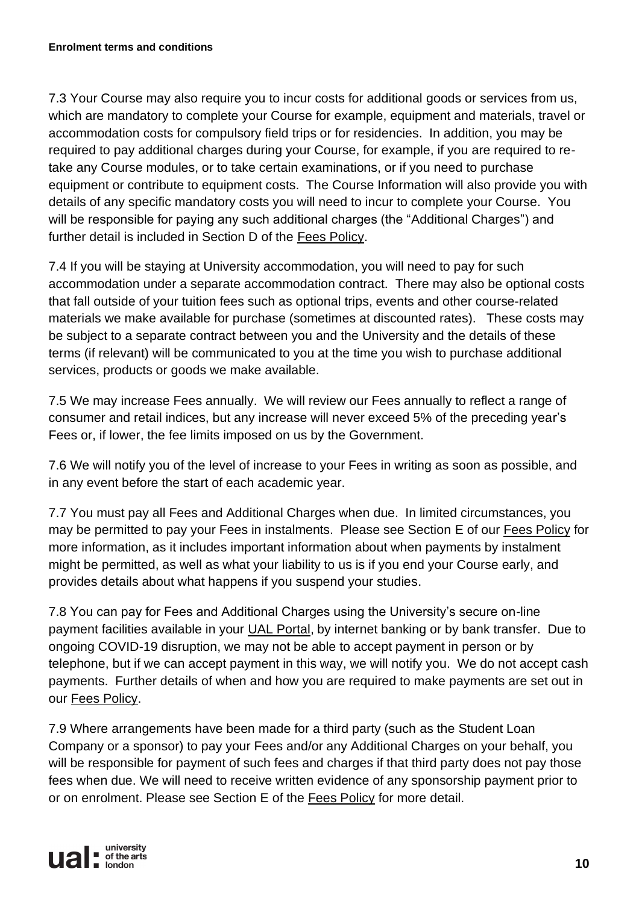7.3 Your Course may also require you to incur costs for additional goods or services from us, which are mandatory to complete your Course for example, equipment and materials, travel or accommodation costs for compulsory field trips or for residencies. In addition, you may be required to pay additional charges during your Course, for example, if you are required to re-take any Course modules, or to take certain examinations, or if you need to purchase equipment or contribute to equipment costs. The Course Information will also provide you with details of any specific mandatory costs you will need to incur to complete your Course. You will be responsible for paying any such additional charges (the "Additional Charges") and further detail is included in Section D of the Fees Policy.

7.4 If you will be staying at University accommodation, you will need to pay for such accommodation under a separate accommodation contract. There may also be optional costs that fall outside of your tuition fees such as optional trips, events and other course-related materials we make available for purchase (sometimes at discounted rates). These costs may be subject to a separate contract between you and the University and the details of these terms (if relevant) will be communicated to you at the time you wish to purchase additional services, products or goods we make available.

7.5 We may increase Fees annually. We will review our Fees annually to reflect a range of consumer and retail indices, but any increase will never exceed 5% of the preceding year's Fees or, if lower, the fee limits imposed on us by the Government.

7.6 We will notify you of the level of increase to your Fees in writing as soon as possible, and in any event before the start of each academic year.

7.7 You must pay all Fees and Additional Charges when due. In limited circumstances, you may be permitted to pay your Fees in instalments. Please see Section E of our Fees Policy for more information, as it includes important information about when payments by instalment might be permitted, as well as what your liability to us is if you end your Course early, and provides details about what happens if you suspend your studies.

7.8 You can pay for Fees and Additional Charges using the University's secure on-line payment facilities available in your UAL Portal, by internet banking or by bank transfer. Due to ongoing COVID-19 disruption, we may not be able to accept payment in person or by telephone, but if we can accept payment in this way, we will notify you. We do not accept cash payments. Further details of when and how you are required to make payments are set out in our Fees Policy.

7.9 Where arrangements have been made for a third party (such as the Student Loan Company or a sponsor) to pay your Fees and/or any Additional Charges on your behalf, you will be responsible for payment of such fees and charges if that third party does not pay those fees when due. We will need to receive written evidence of any sponsorship payment prior to or on enrolment. Please see Section E of the Fees Policy for more detail.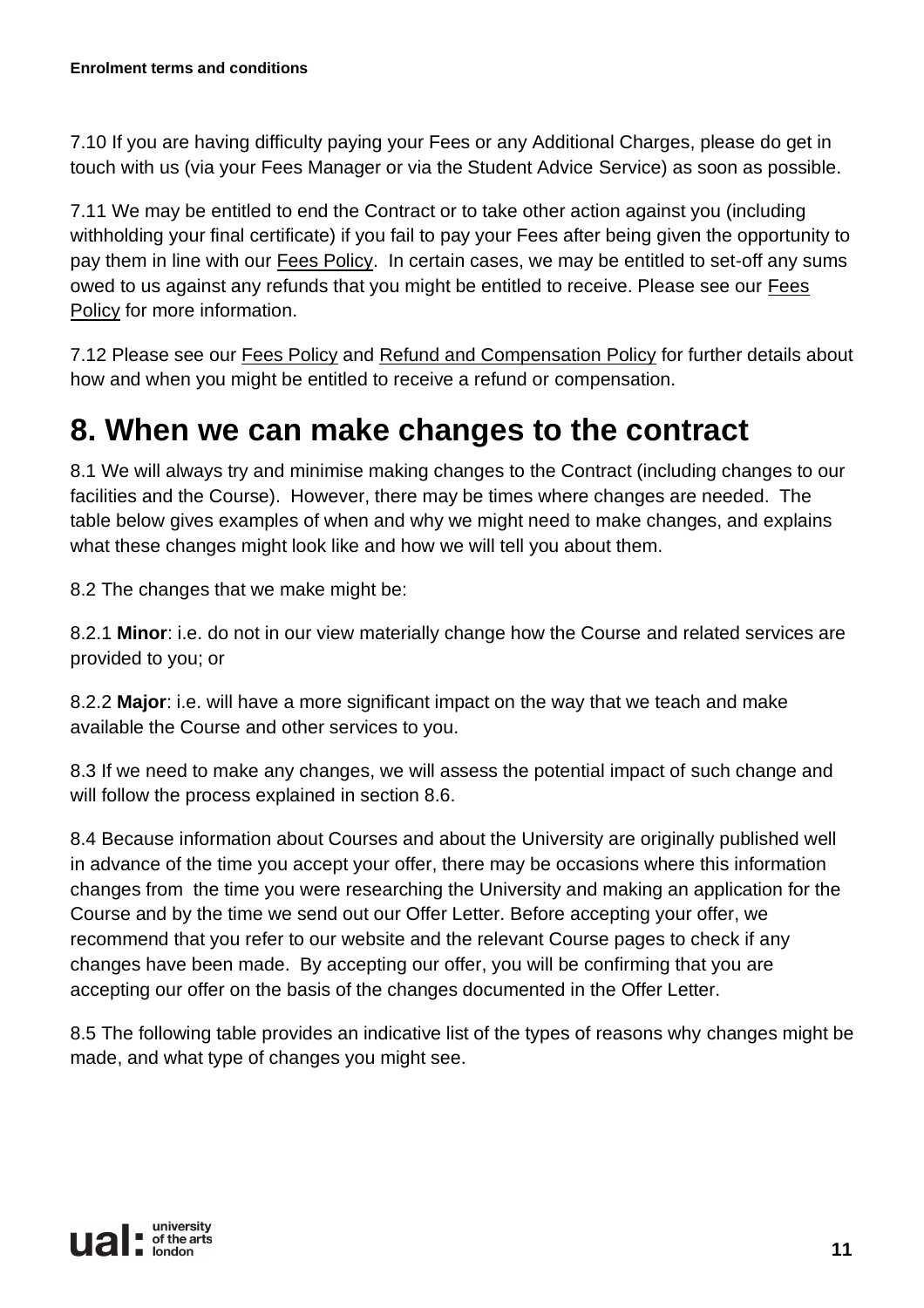7.10 If you are having difficulty paying your Fees or any Additional Charges, please do get in touch with us (via your Fees Manager or via the Student Advice Service) as soon as possible.

7.11 We may be entitled to end the Contract or to take other action against you (including withholding your final certificate) if you fail to pay your Fees after being given the opportunity to pay them in line with our Fees Policy. In certain cases, we may be entitled to set-off any sums owed to us against any refunds that you might be entitled to receive. Please see our Fees Policy for more information.

7.12 Please see our Fees Policy and Refund and Compensation Policy for further details about how and when you might be entitled to receive a refund or compensation.

# 8. When we can make changes to the contract

8.1 We will always try and minimise making changes to the Contract (including changes to our facilities and the Course). However, there may be times where changes are needed. The table below gives examples of when and why we might need to make changes, and explains what these changes might look like and how we will tell you about them.

8.2 The changes that we make might be:

8.2.1 **Minor**: i.e. do not in our view materially change how the Course and related services are provided to you; or

8.2.2 **Major**: i.e. will have a more significant impact on the way that we teach and make available the Course and other services to you.

8.3 If we need to make any changes, we will assess the potential impact of such change and will follow the process explained in section 8.6.

8.4 Because information about Courses and about the University are originally published well in advance of the time you accept your offer, there may be occasions where this information changes from the time you were researching the University and making an application for the Course and by the time we send out our Offer Letter. Before accepting your offer, we recommend that you refer to our website and the relevant Course pages to check if any changes have been made. By accepting our offer, you will be confirming that you are accepting our offer on the basis of the changes documented in the Offer Letter.

8.5 The following table provides an indicative list of the types of reasons why changes might be made, and what type of changes you might see.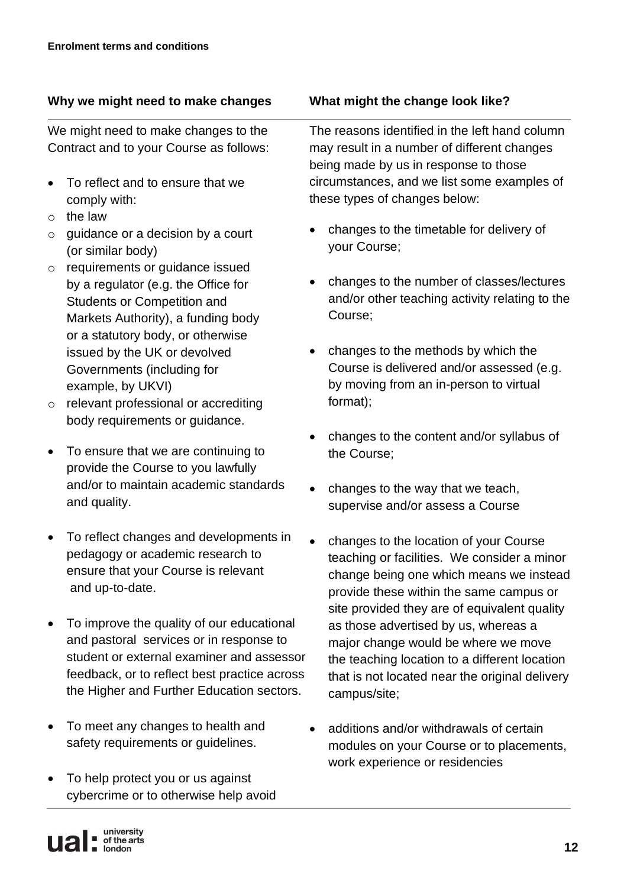| Why we might need to make changes | What might the change look like? |
| --- | --- |
| We might need to make changes to the Contract and to your Course as follows:<br><br>• To reflect and to ensure that we comply with:<br>o the law<br>o guidance or a decision by a court (or similar body)<br>o requirements or guidance issued by a regulator (e.g. the Office for Students or Competition and Markets Authority), a funding body or a statutory body, or otherwise issued by the UK or devolved Governments (including for example, by UKVI)<br>o relevant professional or accrediting body requirements or guidance.<br><br>• To ensure that we are continuing to provide the Course to you lawfully and/or to maintain academic standards and quality.<br><br>• To reflect changes and developments in pedagogy or academic research to ensure that your Course is relevant and up-to-date.<br><br>• To improve the quality of our educational and pastoral services or in response to student or external examiner and assessor feedback, or to reflect best practice across the Higher and Further Education sectors.<br><br>• To meet any changes to health and safety requirements or guidelines.<br><br>• To help protect you or us against cybercrime or to otherwise help avoid | The reasons identified in the left hand column may result in a number of different changes being made by us in response to those circumstances, and we list some examples of these types of changes below:<br><br>• changes to the timetable for delivery of your Course;<br><br>• changes to the number of classes/lectures and/or other teaching activity relating to the Course;<br><br>• changes to the methods by which the Course is delivered and/or assessed (e.g. by moving from an in-person to virtual format);<br><br>• changes to the content and/or syllabus of the Course;<br><br>• changes to the way that we teach, supervise and/or assess a Course<br><br>• changes to the location of your Course teaching or facilities. We consider a minor change being one which means we instead provide these within the same campus or site provided they are of equivalent quality as those advertised by us, whereas a major change would be where we move the teaching location to a different location that is not located near the original delivery campus/site;<br><br>• additions and/or withdrawals of certain modules on your Course or to placements, work experience or residencies |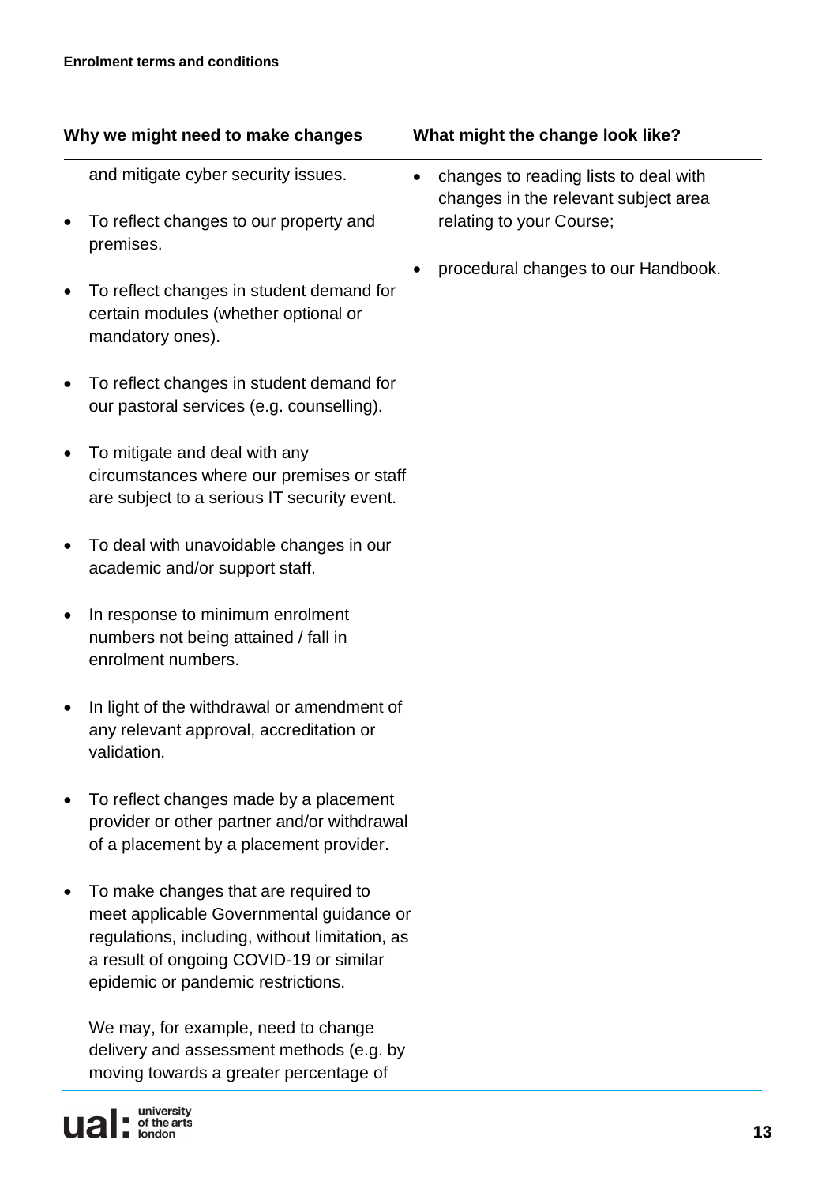| Why we might need to make changes | What might the change look like? |
| --- | --- |
| and mitigate cyber security issues.<br>• To reflect changes to our property and premises.<br>• To reflect changes in student demand for certain modules (whether optional or mandatory ones).<br>• To reflect changes in student demand for our pastoral services (e.g. counselling).<br>• To mitigate and deal with any circumstances where our premises or staff are subject to a serious IT security event.<br>• To deal with unavoidable changes in our academic and/or support staff.<br>• In response to minimum enrolment numbers not being attained / fall in enrolment numbers.<br>• In light of the withdrawal or amendment of any relevant approval, accreditation or validation.<br>• To reflect changes made by a placement provider or other partner and/or withdrawal of a placement by a placement provider.<br>• To make changes that are required to meet applicable Governmental guidance or regulations, including, without limitation, as a result of ongoing COVID-19 or similar epidemic or pandemic restrictions.<br><br>We may, for example, need to change delivery and assessment methods (e.g. by moving towards a greater percentage of | • changes to reading lists to deal with changes in the relevant subject area relating to your Course;<br>• procedural changes to our Handbook. |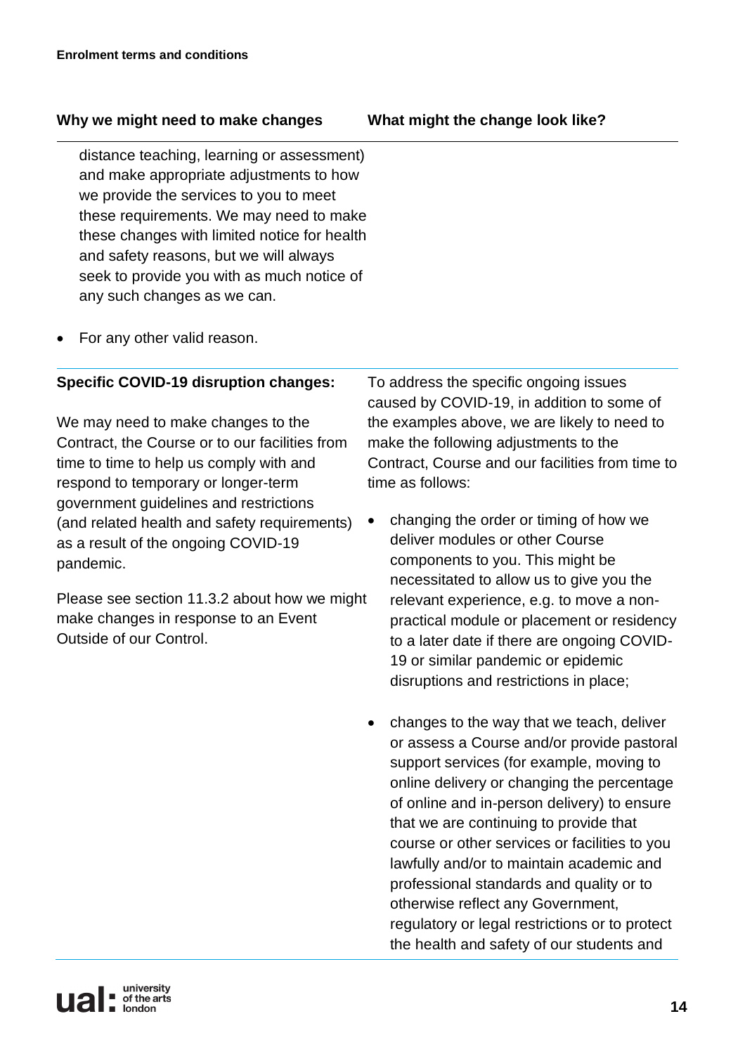| Why we might need to make changes | What might the change look like? |
|---|---|
| distance teaching, learning or assessment) and make appropriate adjustments to how we provide the services to you to meet these requirements. We may need to make these changes with limited notice for health and safety reasons, but we will always seek to provide you with as much notice of any such changes as we can.<br><br>• For any other valid reason. | |
| **Specific COVID-19 disruption changes:**<br><br>We may need to make changes to the Contract, the Course or to our facilities from time to time to help us comply with and respond to temporary or longer-term government guidelines and restrictions (and related health and safety requirements) as a result of the ongoing COVID-19 pandemic.<br><br>Please see section 11.3.2 about how we might make changes in response to an Event Outside of our Control. | To address the specific ongoing issues caused by COVID-19, in addition to some of the examples above, we are likely to need to make the following adjustments to the Contract, Course and our facilities from time to time as follows:<br><br>• changing the order or timing of how we deliver modules or other Course components to you. This might be necessitated to allow us to give you the relevant experience, e.g. to move a non-practical module or placement or residency to a later date if there are ongoing COVID-19 or similar pandemic or epidemic disruptions and restrictions in place;<br><br>• changes to the way that we teach, deliver or assess a Course and/or provide pastoral support services (for example, moving to online delivery or changing the percentage of online and in-person delivery) to ensure that we are continuing to provide that course or other services or facilities to you lawfully and/or to maintain academic and professional standards and quality or to otherwise reflect any Government, regulatory or legal restrictions or to protect the health and safety of our students and |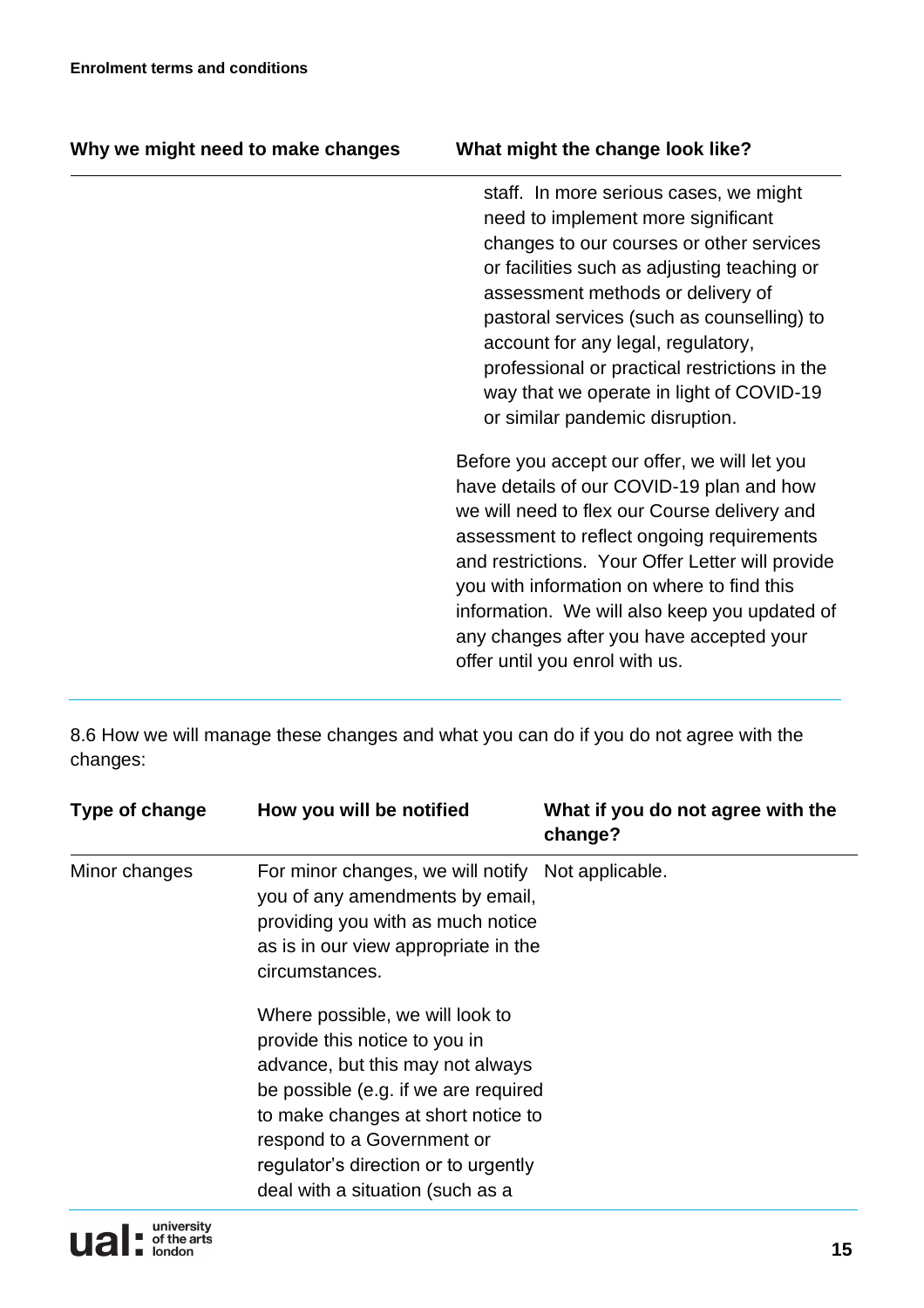| Why we might need to make changes | What might the change look like? |
| --- | --- |
| | staff. In more serious cases, we might need to implement more significant changes to our courses or other services or facilities such as adjusting teaching or assessment methods or delivery of pastoral services (such as counselling) to account for any legal, regulatory, professional or practical restrictions in the way that we operate in light of COVID-19 or similar pandemic disruption.<br><br>Before you accept our offer, we will let you have details of our COVID-19 plan and how we will need to flex our Course delivery and assessment to reflect ongoing requirements and restrictions. Your Offer Letter will provide you with information on where to find this information. We will also keep you updated of any changes after you have accepted your offer until you enrol with us. |

8.6 How we will manage these changes and what you can do if you do not agree with the changes:

| Type of change | How you will be notified | What if you do not agree with the change? |
| --- | --- | --- |
| Minor changes | For minor changes, we will notify you of any amendments by email, providing you with as much notice as is in our view appropriate in the circumstances.<br><br>Where possible, we will look to provide this notice to you in advance, but this may not always be possible (e.g. if we are required to make changes at short notice to respond to a Government or regulator's direction or to urgently deal with a situation (such as a | Not applicable. |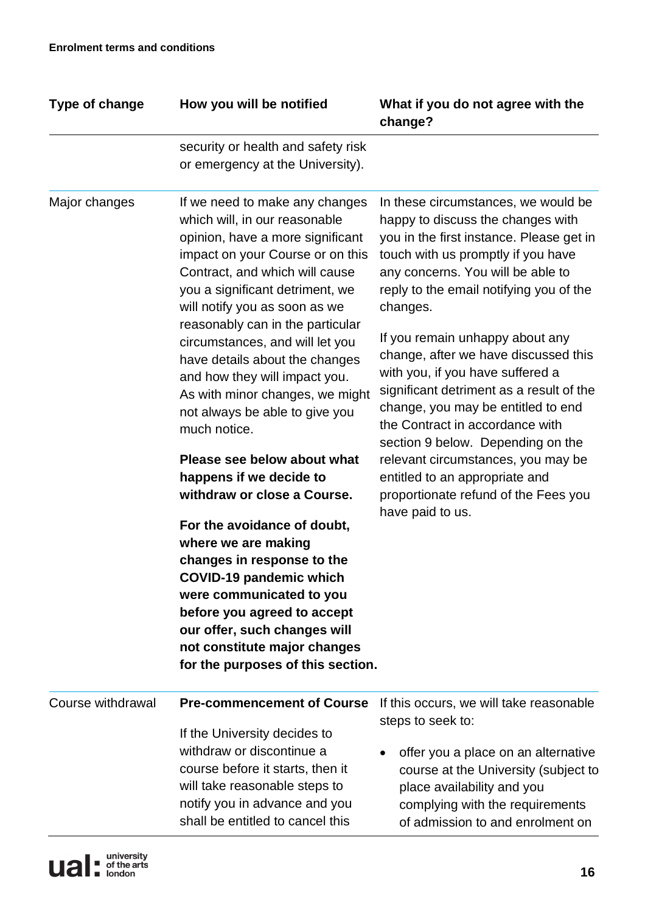| Type of change | How you will be notified | What if you do not agree with the change? |
|---|---|---|
| | security or health and safety risk or emergency at the University). | |
| Major changes | If we need to make any changes which will, in our reasonable opinion, have a more significant impact on your Course or on this Contract, and which will cause you a significant detriment, we will notify you as soon as we reasonably can in the particular circumstances, and will let you have details about the changes and how they will impact you. As with minor changes, we might not always be able to give you much notice.<br><br>**Please see below about what happens if we decide to withdraw or close a Course.**<br><br>**For the avoidance of doubt, where we are making changes in response to the COVID-19 pandemic which were communicated to you before you agreed to accept our offer, such changes will not constitute major changes for the purposes of this section.** | In these circumstances, we would be happy to discuss the changes with you in the first instance. Please get in touch with us promptly if you have any concerns. You will be able to reply to the email notifying you of the changes.<br><br>If you remain unhappy about any change, after we have discussed this with you, if you have suffered a significant detriment as a result of the change, you may be entitled to end the Contract in accordance with section 9 below. Depending on the relevant circumstances, you may be entitled to an appropriate and proportionate refund of the Fees you have paid to us. |
| Course withdrawal | **Pre-commencement of Course**<br><br>If the University decides to withdraw or discontinue a course before it starts, then it will take reasonable steps to notify you in advance and you shall be entitled to cancel this | If this occurs, we will take reasonable steps to seek to:<br><br>• offer you a place on an alternative course at the University (subject to place availability and you complying with the requirements of admission to and enrolment on |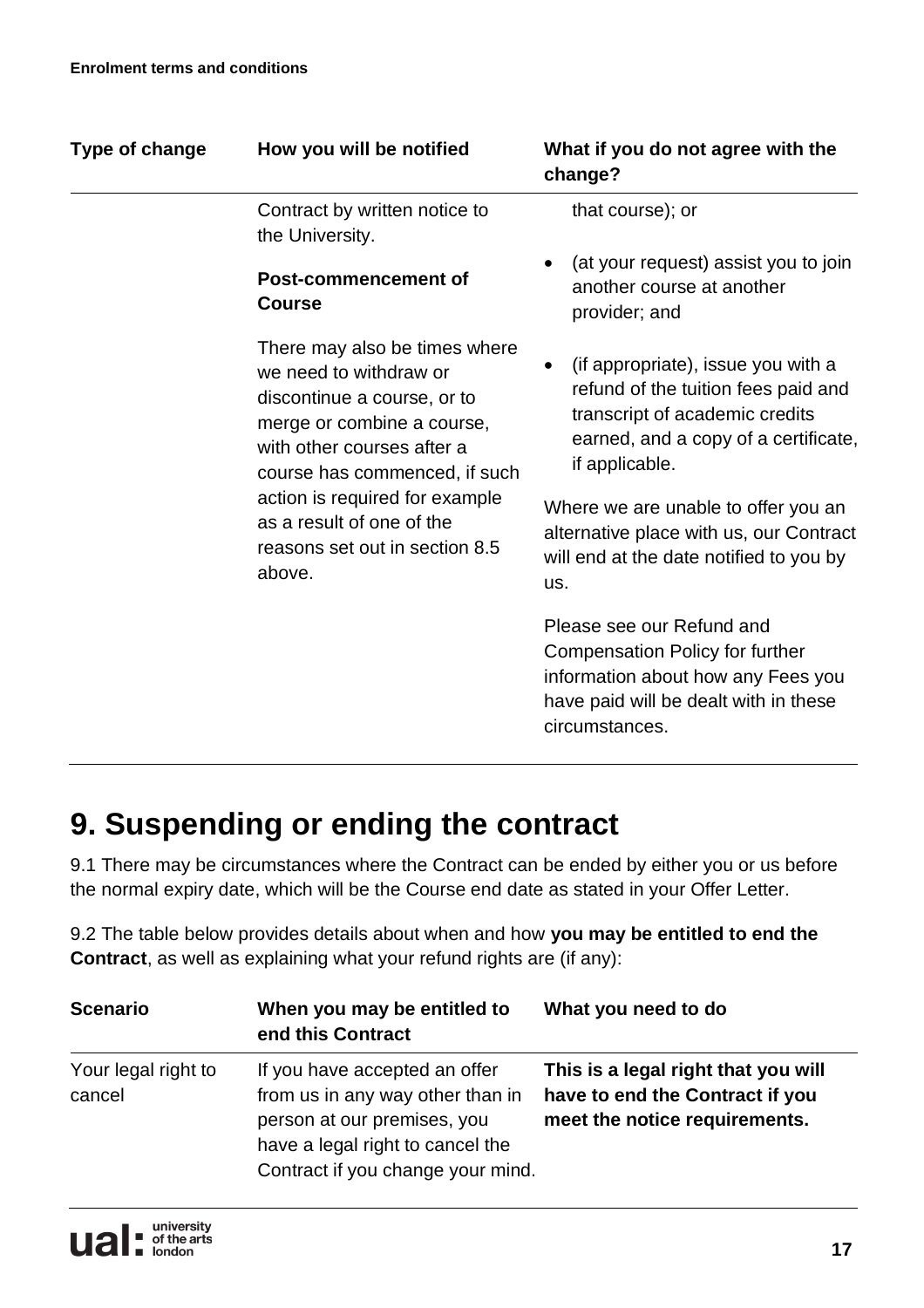| Type of change | How you will be notified | What if you do not agree with the change? |
|---|---|---|
| | Contract by written notice to the University.<br><br>**Post-commencement of Course**<br><br>There may also be times where we need to withdraw or discontinue a course, or to merge or combine a course, with other courses after a course has commenced, if such action is required for example as a result of one of the reasons set out in section 8.5 above. | that course); or<br><br>• (at your request) assist you to join another course at another provider; and<br><br>• (if appropriate), issue you with a refund of the tuition fees paid and transcript of academic credits earned, and a copy of a certificate, if applicable.<br><br>Where we are unable to offer you an alternative place with us, our Contract will end at the date notified to you by us.<br><br>Please see our Refund and Compensation Policy for further information about how any Fees you have paid will be dealt with in these circumstances. |

# 9. Suspending or ending the contract

9.1 There may be circumstances where the Contract can be ended by either you or us before the normal expiry date, which will be the Course end date as stated in your Offer Letter.

9.2 The table below provides details about when and how **you may be entitled to end the Contract**, as well as explaining what your refund rights are (if any):

| Scenario | When you may be entitled to end this Contract | What you need to do |
|---|---|---|
| Your legal right to cancel | If you have accepted an offer from us in any way other than in person at our premises, you have a legal right to cancel the Contract if you change your mind. | **This is a legal right that you will have to end the Contract if you meet the notice requirements.** |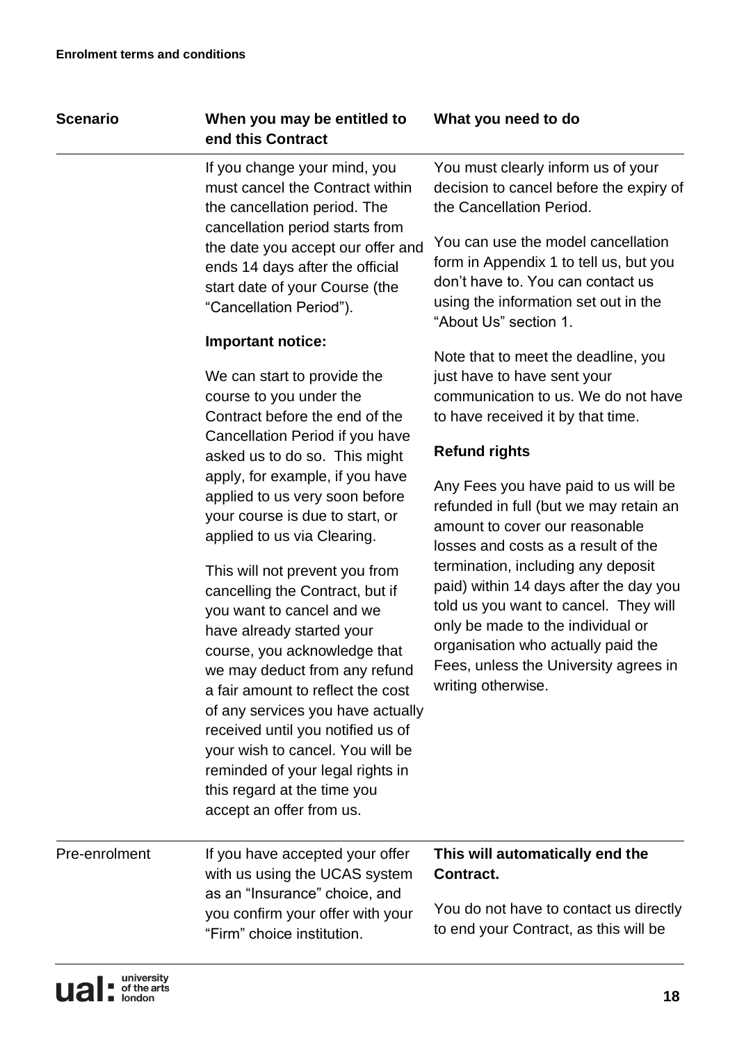| Scenario | When you may be entitled to end this Contract | What you need to do |
|---|---|---|
| | If you change your mind, you must cancel the Contract within the cancellation period. The cancellation period starts from the date you accept our offer and ends 14 days after the official start date of your Course (the "Cancellation Period").<br><br>**Important notice:**<br><br>We can start to provide the course to you under the Contract before the end of the Cancellation Period if you have asked us to do so. This might apply, for example, if you have applied to us very soon before your course is due to start, or applied to us via Clearing.<br><br>This will not prevent you from cancelling the Contract, but if you want to cancel and we have already started your course, you acknowledge that we may deduct from any refund a fair amount to reflect the cost of any services you have actually received until you notified us of your wish to cancel. You will be reminded of your legal rights in this regard at the time you accept an offer from us. | You must clearly inform us of your decision to cancel before the expiry of the Cancellation Period.<br><br>You can use the model cancellation form in Appendix 1 to tell us, but you don't have to. You can contact us using the information set out in the "About Us" section 1.<br><br>Note that to meet the deadline, you just have to have sent your communication to us. We do not have to have received it by that time.<br><br>**Refund rights**<br><br>Any Fees you have paid to us will be refunded in full (but we may retain an amount to cover our reasonable losses and costs as a result of the termination, including any deposit paid) within 14 days after the day you told us you want to cancel. They will only be made to the individual or organisation who actually paid the Fees, unless the University agrees in writing otherwise. |
| Pre-enrolment | If you have accepted your offer with us using the UCAS system as an "Insurance" choice, and you confirm your offer with your "Firm" choice institution. | **This will automatically end the Contract.**<br><br>You do not have to contact us directly to end your Contract, as this will be |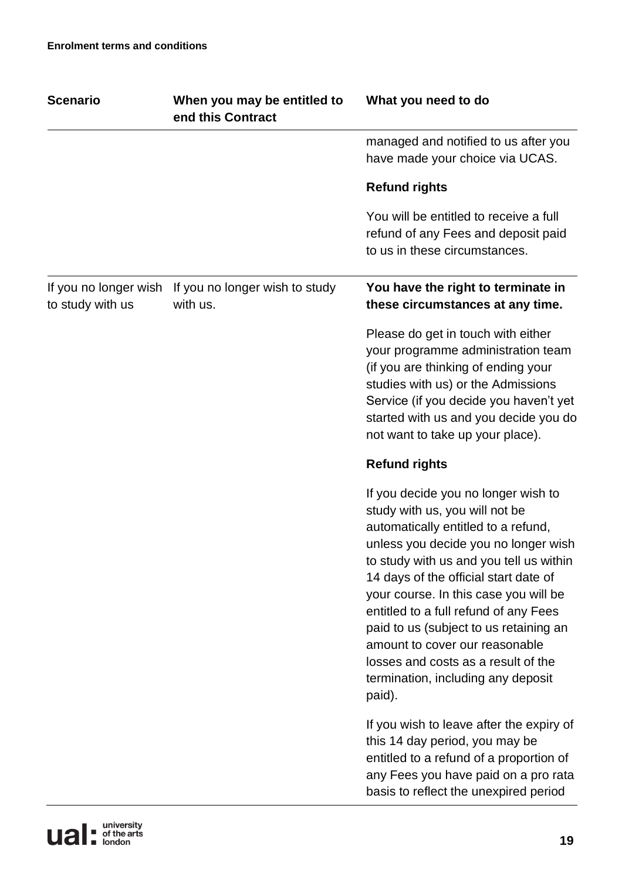| Scenario | When you may be entitled to end this Contract | What you need to do |
|---|---|---|
| | | managed and notified to us after you have made your choice via UCAS.<br><br>**Refund rights**<br><br>You will be entitled to receive a full refund of any Fees and deposit paid to us in these circumstances. |
| If you no longer wish to study with us | If you no longer wish to study with us. | **You have the right to terminate in these circumstances at any time.**<br><br>Please do get in touch with either your programme administration team (if you are thinking of ending your studies with us) or the Admissions Service (if you decide you haven't yet started with us and you decide you do not want to take up your place).<br><br>**Refund rights**<br><br>If you decide you no longer wish to study with us, you will not be automatically entitled to a refund, unless you decide you no longer wish to study with us and you tell us within 14 days of the official start date of your course. In this case you will be entitled to a full refund of any Fees paid to us (subject to us retaining an amount to cover our reasonable losses and costs as a result of the termination, including any deposit paid).<br><br>If you wish to leave after the expiry of this 14 day period, you may be entitled to a refund of a proportion of any Fees you have paid on a pro rata basis to reflect the unexpired period |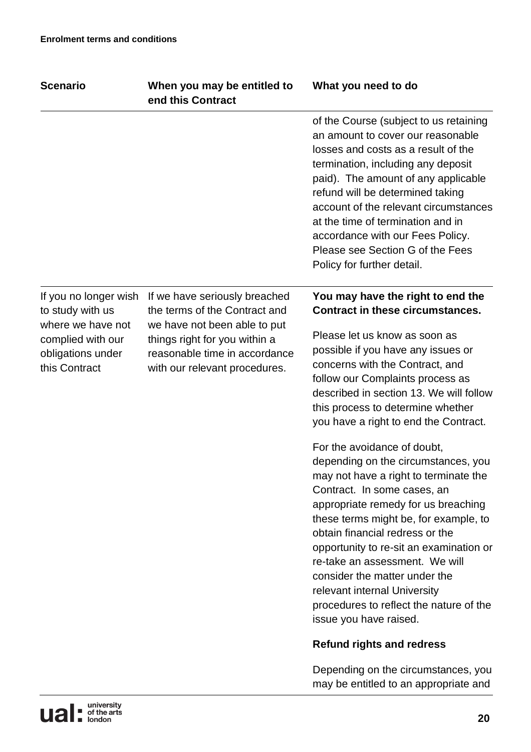| Scenario | When you may be entitled to end this Contract | What you need to do |
|---|---|---|
| | | of the Course (subject to us retaining an amount to cover our reasonable losses and costs as a result of the termination, including any deposit paid). The amount of any applicable refund will be determined taking account of the relevant circumstances at the time of termination and in accordance with our Fees Policy. Please see Section G of the Fees Policy for further detail. |
| If you no longer wish to study with us where we have not complied with our obligations under this Contract | If we have seriously breached the terms of the Contract and we have not been able to put things right for you within a reasonable time in accordance with our relevant procedures. | **You may have the right to end the Contract in these circumstances.**<br><br>Please let us know as soon as possible if you have any issues or concerns with the Contract, and follow our Complaints process as described in section 13. We will follow this process to determine whether you have a right to end the Contract.<br><br>For the avoidance of doubt, depending on the circumstances, you may not have a right to terminate the Contract. In some cases, an appropriate remedy for us breaching these terms might be, for example, to obtain financial redress or the opportunity to re-sit an examination or re-take an assessment. We will consider the matter under the relevant internal University procedures to reflect the nature of the issue you have raised.<br><br>**Refund rights and redress**<br><br>Depending on the circumstances, you may be entitled to an appropriate and |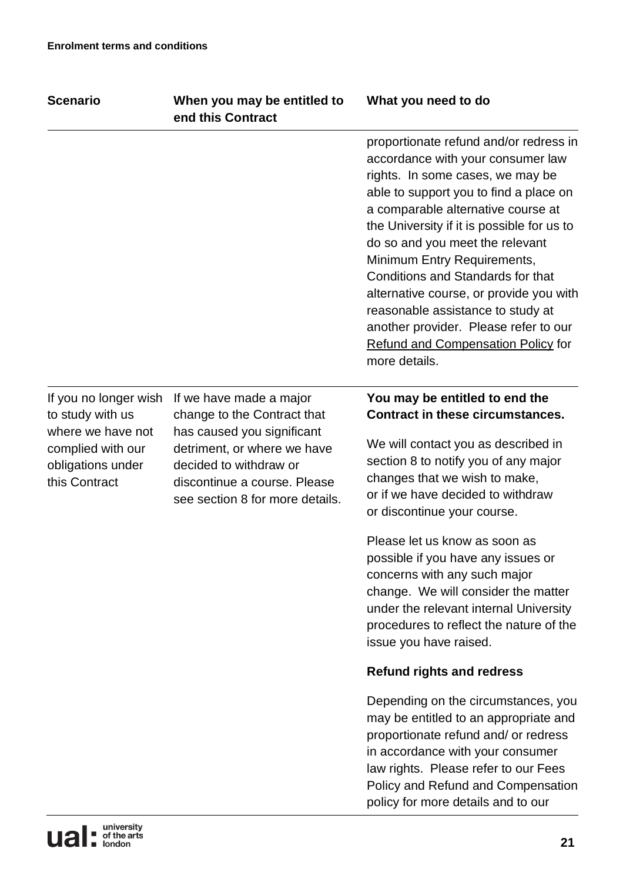| Scenario | When you may be entitled to end this Contract | What you need to do |
|---|---|---|
| | | proportionate refund and/or redress in accordance with your consumer law rights. In some cases, we may be able to support you to find a place on a comparable alternative course at the University if it is possible for us to do so and you meet the relevant Minimum Entry Requirements, Conditions and Standards for that alternative course, or provide you with reasonable assistance to study at another provider. Please refer to our Refund and Compensation Policy for more details. |
| If you no longer wish to study with us where we have not complied with our obligations under this Contract | If we have made a major change to the Contract that has caused you significant detriment, or where we have decided to withdraw or discontinue a course. Please see section 8 for more details. | **You may be entitled to end the Contract in these circumstances.** We will contact you as described in section 8 to notify you of any major changes that we wish to make, or if we have decided to withdraw or discontinue your course. Please let us know as soon as possible if you have any issues or concerns with any such major change. We will consider the matter under the relevant internal University procedures to reflect the nature of the issue you have raised. **Refund rights and redress** Depending on the circumstances, you may be entitled to an appropriate and proportionate refund and/ or redress in accordance with your consumer law rights. Please refer to our Fees Policy and Refund and Compensation policy for more details and to our |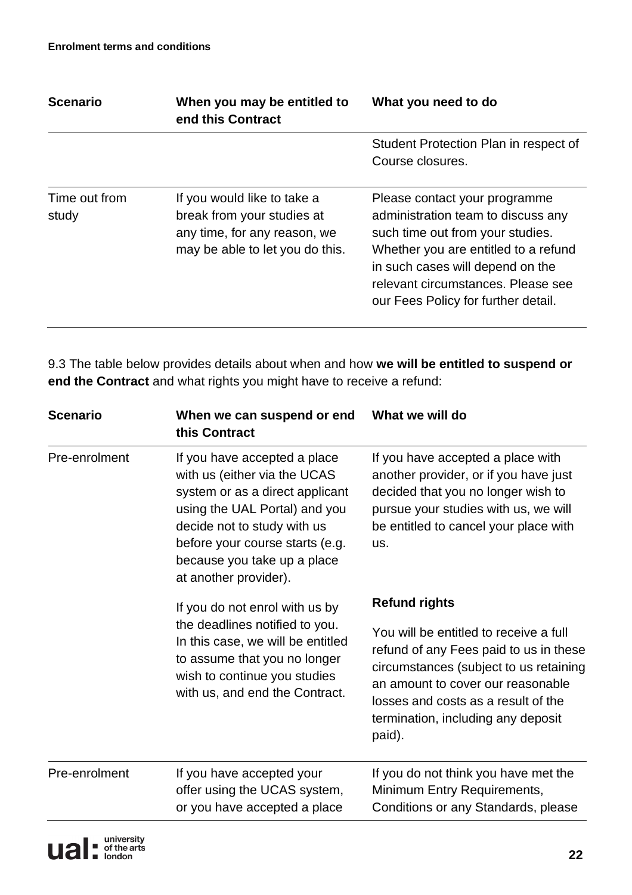| Scenario | When you may be entitled to end this Contract | What you need to do |
| --- | --- | --- |
| | | Student Protection Plan in respect of Course closures. |
| Time out from study | If you would like to take a break from your studies at any time, for any reason, we may be able to let you do this. | Please contact your programme administration team to discuss any such time out from your studies. Whether you are entitled to a refund in such cases will depend on the relevant circumstances. Please see our Fees Policy for further detail. |

9.3 The table below provides details about when and how **we will be entitled to suspend or end the Contract** and what rights you might have to receive a refund:

| Scenario | When we can suspend or end this Contract | What we will do |
| --- | --- | --- |
| Pre-enrolment | If you have accepted a place with us (either via the UCAS system or as a direct applicant using the UAL Portal) and you decide not to study with us before your course starts (e.g. because you take up a place at another provider).<br><br>If you do not enrol with us by the deadlines notified to you. In this case, we will be entitled to assume that you no longer wish to continue you studies with us, and end the Contract. | If you have accepted a place with another provider, or if you have just decided that you no longer wish to pursue your studies with us, we will be entitled to cancel your place with us.<br><br>**Refund rights**<br><br>You will be entitled to receive a full refund of any Fees paid to us in these circumstances (subject to us retaining an amount to cover our reasonable losses and costs as a result of the termination, including any deposit paid). |
| Pre-enrolment | If you have accepted your offer using the UCAS system, or you have accepted a place | If you do not think you have met the Minimum Entry Requirements, Conditions or any Standards, please |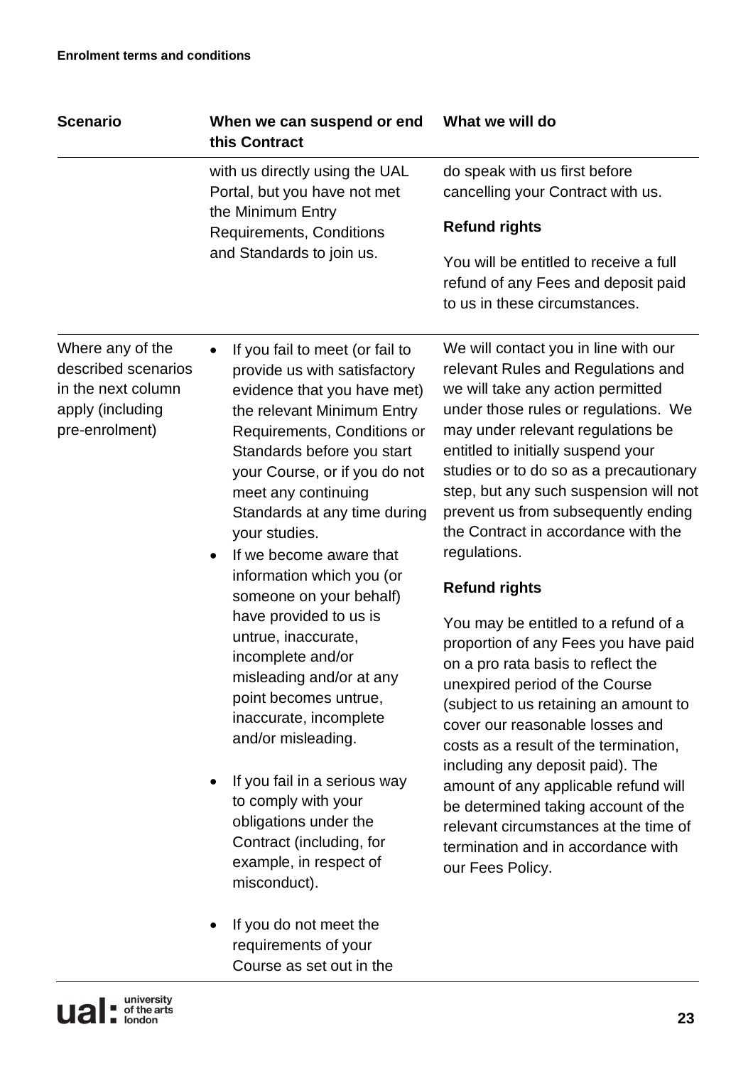| Scenario | When we can suspend or end this Contract | What we will do |
|---|---|---|
| | with us directly using the UAL Portal, but you have not met the Minimum Entry Requirements, Conditions and Standards to join us. | do speak with us first before cancelling your Contract with us.<br><br>**Refund rights**<br><br>You will be entitled to receive a full refund of any Fees and deposit paid to us in these circumstances. |
| Where any of the described scenarios in the next column apply (including pre-enrolment) | • If you fail to meet (or fail to provide us with satisfactory evidence that you have met) the relevant Minimum Entry Requirements, Conditions or Standards before you start your Course, or if you do not meet any continuing Standards at any time during your studies.<br>• If we become aware that information which you (or someone on your behalf) have provided to us is untrue, inaccurate, incomplete and/or misleading and/or at any point becomes untrue, inaccurate, incomplete and/or misleading.<br>• If you fail in a serious way to comply with your obligations under the Contract (including, for example, in respect of misconduct).<br>• If you do not meet the requirements of your Course as set out in the | We will contact you in line with our relevant Rules and Regulations and we will take any action permitted under those rules or regulations. We may under relevant regulations be entitled to initially suspend your studies or to do so as a precautionary step, but any such suspension will not prevent us from subsequently ending the Contract in accordance with the regulations.<br><br>**Refund rights**<br><br>You may be entitled to a refund of a proportion of any Fees you have paid on a pro rata basis to reflect the unexpired period of the Course (subject to us retaining an amount to cover our reasonable losses and costs as a result of the termination, including any deposit paid). The amount of any applicable refund will be determined taking account of the relevant circumstances at the time of termination and in accordance with our Fees Policy. |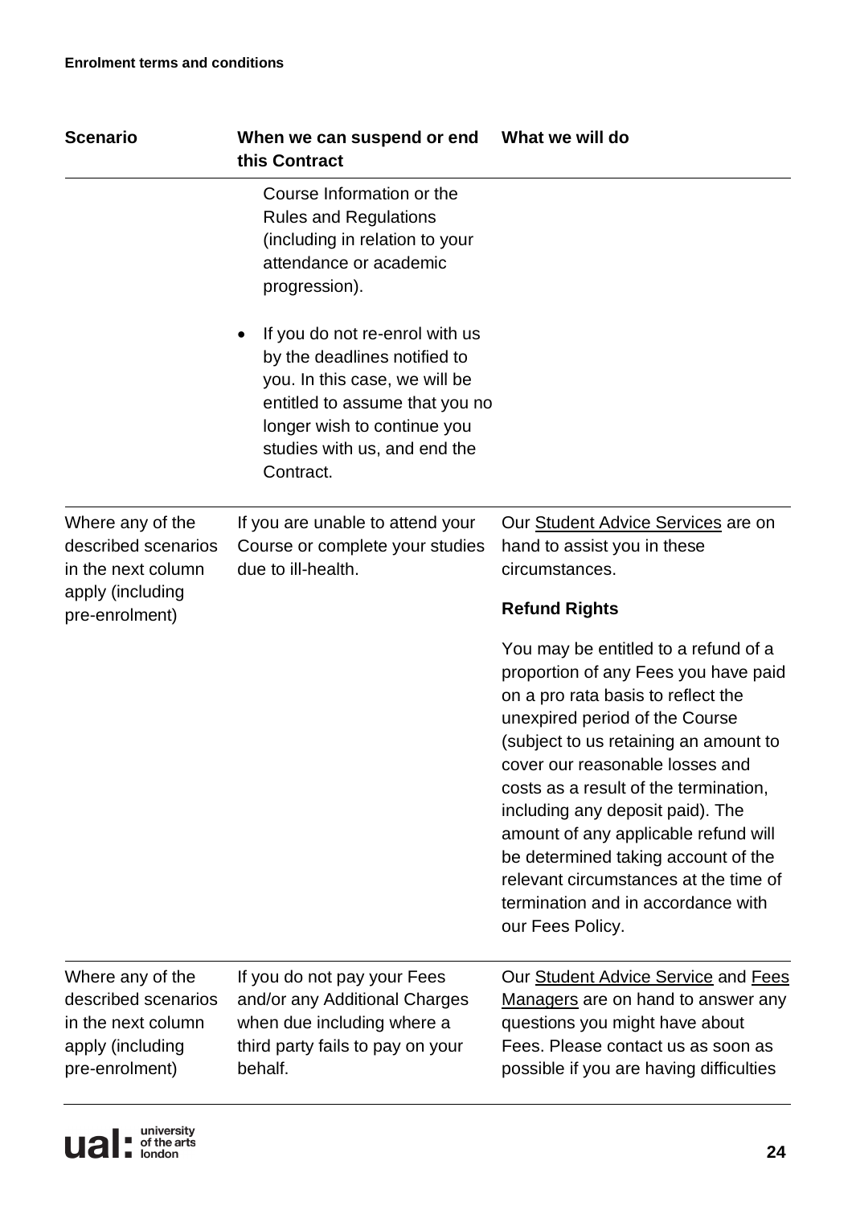| Scenario | When we can suspend or end this Contract | What we will do |
|---|---|---|
| | Course Information or the Rules and Regulations (including in relation to your attendance or academic progression).<br><br>• If you do not re-enrol with us by the deadlines notified to you. In this case, we will be entitled to assume that you no longer wish to continue you studies with us, and end the Contract. | |
| Where any of the described scenarios in the next column apply (including pre-enrolment) | If you are unable to attend your Course or complete your studies due to ill-health. | Our Student Advice Services are on hand to assist you in these circumstances.<br><br>**Refund Rights**<br><br>You may be entitled to a refund of a proportion of any Fees you have paid on a pro rata basis to reflect the unexpired period of the Course (subject to us retaining an amount to cover our reasonable losses and costs as a result of the termination, including any deposit paid). The amount of any applicable refund will be determined taking account of the relevant circumstances at the time of termination and in accordance with our Fees Policy. |
| Where any of the described scenarios in the next column apply (including pre-enrolment) | If you do not pay your Fees and/or any Additional Charges when due including where a third party fails to pay on your behalf. | Our Student Advice Service and Fees Managers are on hand to answer any questions you might have about Fees. Please contact us as soon as possible if you are having difficulties |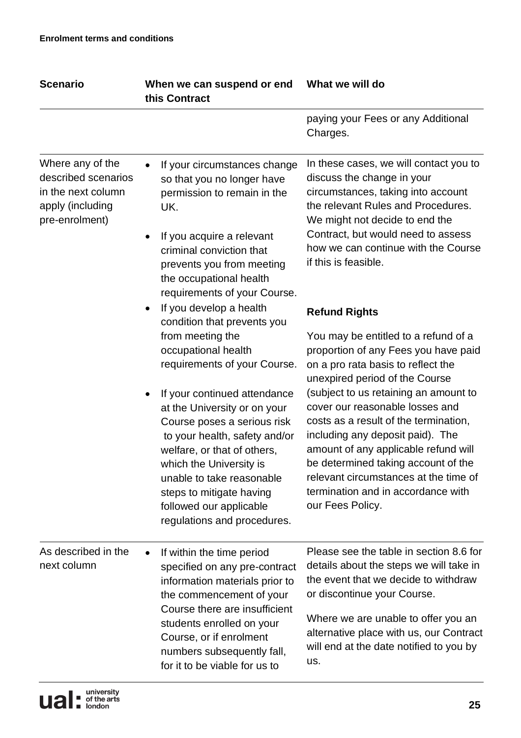| Scenario | When we can suspend or end this Contract | What we will do |
|---|---|---|
| | | paying your Fees or any Additional Charges. |
| Where any of the described scenarios in the next column apply (including pre-enrolment) | • If your circumstances change so that you no longer have permission to remain in the UK.<br><br>• If you acquire a relevant criminal conviction that prevents you from meeting the occupational health requirements of your Course.<br><br>• If you develop a health condition that prevents you from meeting the occupational health requirements of your Course.<br><br>• If your continued attendance at the University or on your Course poses a serious risk to your health, safety and/or welfare, or that of others, which the University is unable to take reasonable steps to mitigate having followed our applicable regulations and procedures. | In these cases, we will contact you to discuss the change in your circumstances, taking into account the relevant Rules and Procedures. We might not decide to end the Contract, but would need to assess how we can continue with the Course if this is feasible.<br><br>**Refund Rights**<br><br>You may be entitled to a refund of a proportion of any Fees you have paid on a pro rata basis to reflect the unexpired period of the Course (subject to us retaining an amount to cover our reasonable losses and costs as a result of the termination, including any deposit paid). The amount of any applicable refund will be determined taking account of the relevant circumstances at the time of termination and in accordance with our Fees Policy. |
| As described in the next column | • If within the time period specified on any pre-contract information materials prior to the commencement of your Course there are insufficient students enrolled on your Course, or if enrolment numbers subsequently fall, for it to be viable for us to | Please see the table in section 8.6 for details about the steps we will take in the event that we decide to withdraw or discontinue your Course.<br><br>Where we are unable to offer you an alternative place with us, our Contract will end at the date notified to you by us. |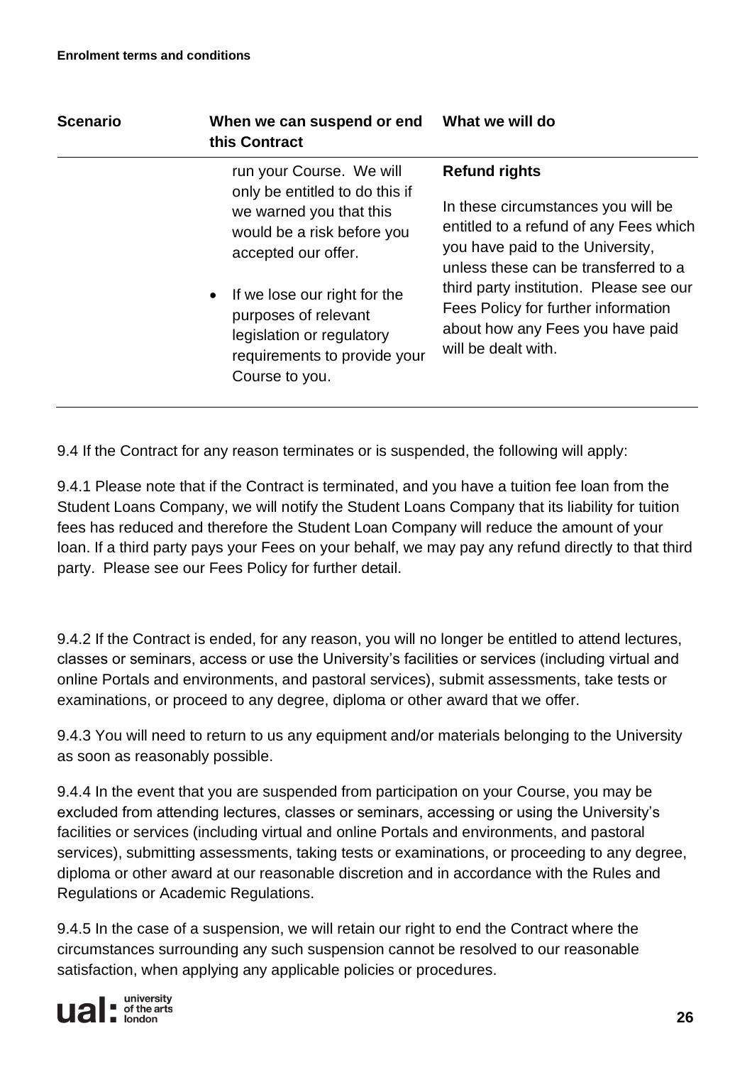| Scenario | When we can suspend or end this Contract | What we will do |
|---|---|---|
| | run your Course. We will only be entitled to do this if we warned you that this would be a risk before you accepted our offer.<br><br>• If we lose our right for the purposes of relevant legislation or regulatory requirements to provide your Course to you. | **Refund rights**<br><br>In these circumstances you will be entitled to a refund of any Fees which you have paid to the University, unless these can be transferred to a third party institution. Please see our Fees Policy for further information about how any Fees you have paid will be dealt with. |

9.4 If the Contract for any reason terminates or is suspended, the following will apply:

9.4.1 Please note that if the Contract is terminated, and you have a tuition fee loan from the Student Loans Company, we will notify the Student Loans Company that its liability for tuition fees has reduced and therefore the Student Loan Company will reduce the amount of your loan. If a third party pays your Fees on your behalf, we may pay any refund directly to that third party. Please see our Fees Policy for further detail.

9.4.2 If the Contract is ended, for any reason, you will no longer be entitled to attend lectures, classes or seminars, access or use the University's facilities or services (including virtual and online Portals and environments, and pastoral services), submit assessments, take tests or examinations, or proceed to any degree, diploma or other award that we offer.

9.4.3 You will need to return to us any equipment and/or materials belonging to the University as soon as reasonably possible.

9.4.4 In the event that you are suspended from participation on your Course, you may be excluded from attending lectures, classes or seminars, accessing or using the University's facilities or services (including virtual and online Portals and environments, and pastoral services), submitting assessments, taking tests or examinations, or proceeding to any degree, diploma or other award at our reasonable discretion and in accordance with the Rules and Regulations or Academic Regulations.

9.4.5 In the case of a suspension, we will retain our right to end the Contract where the circumstances surrounding any such suspension cannot be resolved to our reasonable satisfaction, when applying any applicable policies or procedures.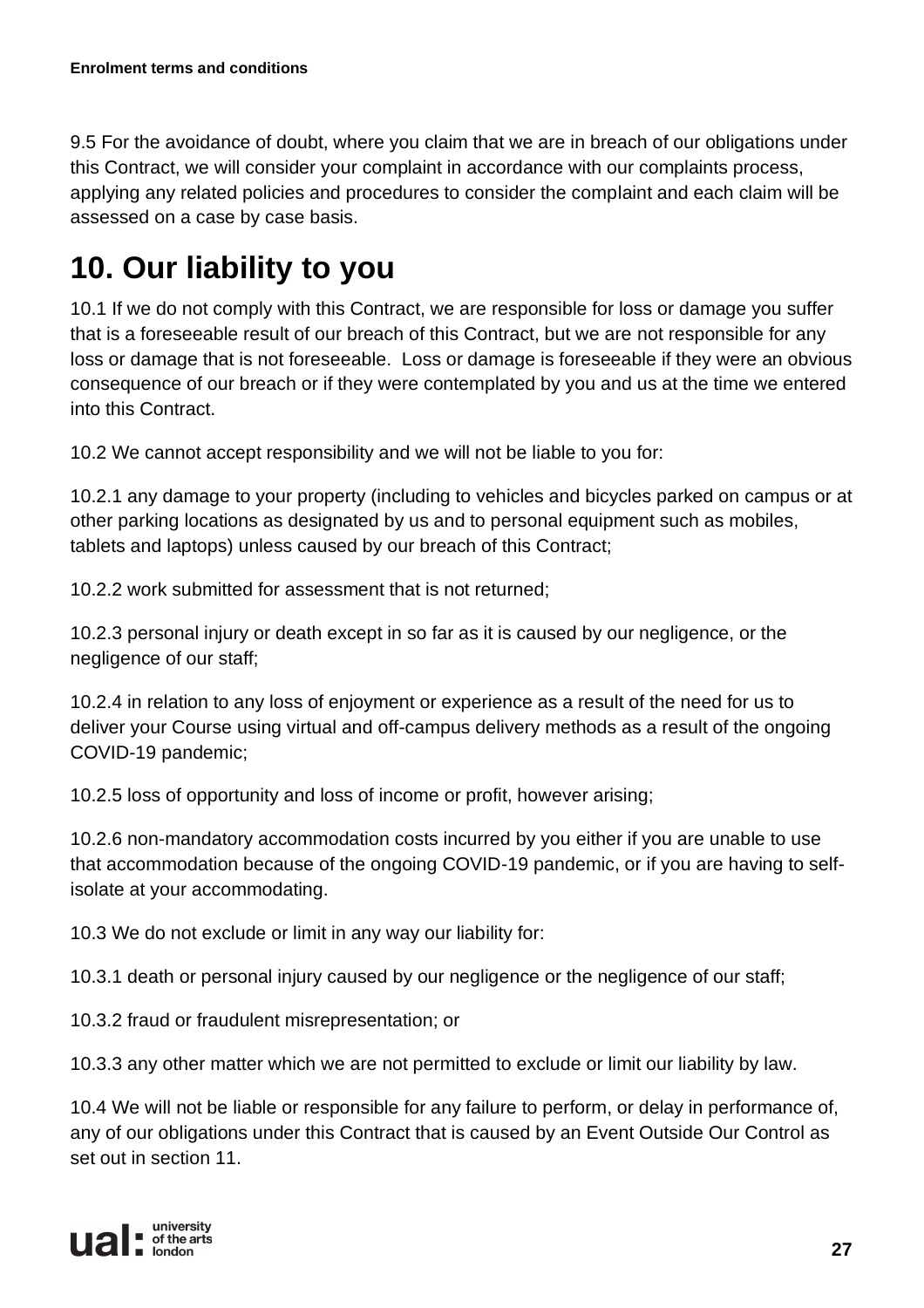9.5 For the avoidance of doubt, where you claim that we are in breach of our obligations under this Contract, we will consider your complaint in accordance with our complaints process, applying any related policies and procedures to consider the complaint and each claim will be assessed on a case by case basis.

# 10. Our liability to you

10.1 If we do not comply with this Contract, we are responsible for loss or damage you suffer that is a foreseeable result of our breach of this Contract, but we are not responsible for any loss or damage that is not foreseeable. Loss or damage is foreseeable if they were an obvious consequence of our breach or if they were contemplated by you and us at the time we entered into this Contract.

10.2 We cannot accept responsibility and we will not be liable to you for:

10.2.1 any damage to your property (including to vehicles and bicycles parked on campus or at other parking locations as designated by us and to personal equipment such as mobiles, tablets and laptops) unless caused by our breach of this Contract;

10.2.2 work submitted for assessment that is not returned;

10.2.3 personal injury or death except in so far as it is caused by our negligence, or the negligence of our staff;

10.2.4 in relation to any loss of enjoyment or experience as a result of the need for us to deliver your Course using virtual and off-campus delivery methods as a result of the ongoing COVID-19 pandemic;

10.2.5 loss of opportunity and loss of income or profit, however arising;

10.2.6 non-mandatory accommodation costs incurred by you either if you are unable to use that accommodation because of the ongoing COVID-19 pandemic, or if you are having to self-isolate at your accommodating.

10.3 We do not exclude or limit in any way our liability for:

10.3.1 death or personal injury caused by our negligence or the negligence of our staff;

10.3.2 fraud or fraudulent misrepresentation; or

10.3.3 any other matter which we are not permitted to exclude or limit our liability by law.

10.4 We will not be liable or responsible for any failure to perform, or delay in performance of, any of our obligations under this Contract that is caused by an Event Outside Our Control as set out in section 11.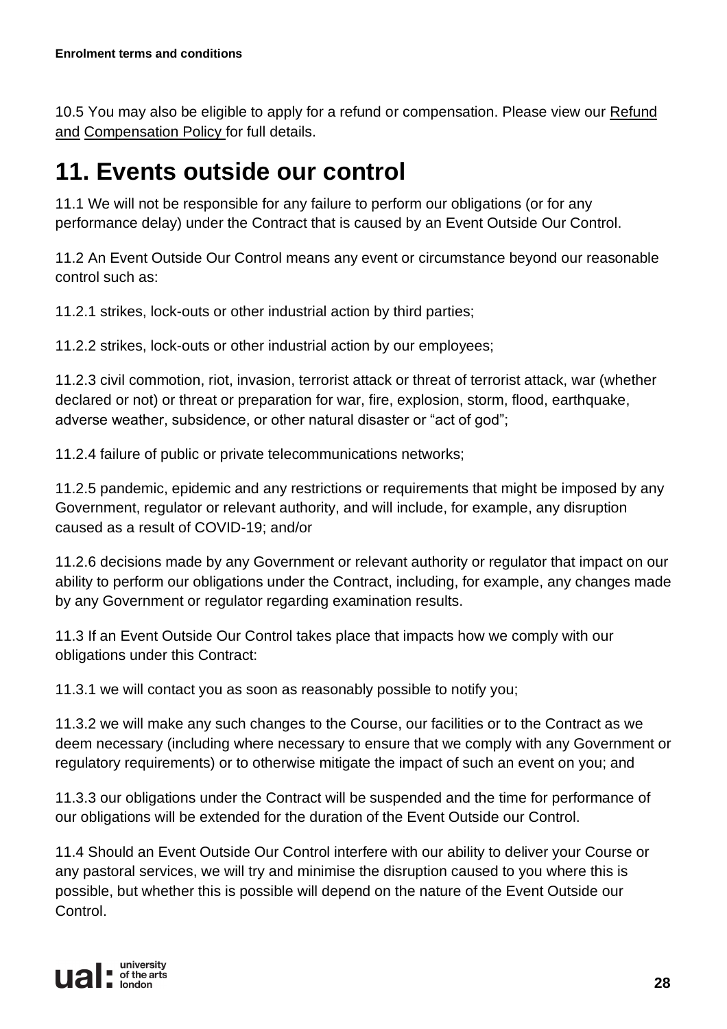10.5 You may also be eligible to apply for a refund or compensation. Please view our Refund and Compensation Policy for full details.

## 11. Events outside our control

11.1 We will not be responsible for any failure to perform our obligations (or for any performance delay) under the Contract that is caused by an Event Outside Our Control.

11.2 An Event Outside Our Control means any event or circumstance beyond our reasonable control such as:

11.2.1 strikes, lock-outs or other industrial action by third parties;

11.2.2 strikes, lock-outs or other industrial action by our employees;

11.2.3 civil commotion, riot, invasion, terrorist attack or threat of terrorist attack, war (whether declared or not) or threat or preparation for war, fire, explosion, storm, flood, earthquake, adverse weather, subsidence, or other natural disaster or "act of god";

11.2.4 failure of public or private telecommunications networks;

11.2.5 pandemic, epidemic and any restrictions or requirements that might be imposed by any Government, regulator or relevant authority, and will include, for example, any disruption caused as a result of COVID-19; and/or

11.2.6 decisions made by any Government or relevant authority or regulator that impact on our ability to perform our obligations under the Contract, including, for example, any changes made by any Government or regulator regarding examination results.

11.3 If an Event Outside Our Control takes place that impacts how we comply with our obligations under this Contract:

11.3.1 we will contact you as soon as reasonably possible to notify you;

11.3.2 we will make any such changes to the Course, our facilities or to the Contract as we deem necessary (including where necessary to ensure that we comply with any Government or regulatory requirements) or to otherwise mitigate the impact of such an event on you; and

11.3.3 our obligations under the Contract will be suspended and the time for performance of our obligations will be extended for the duration of the Event Outside our Control.

11.4 Should an Event Outside Our Control interfere with our ability to deliver your Course or any pastoral services, we will try and minimise the disruption caused to you where this is possible, but whether this is possible will depend on the nature of the Event Outside our Control.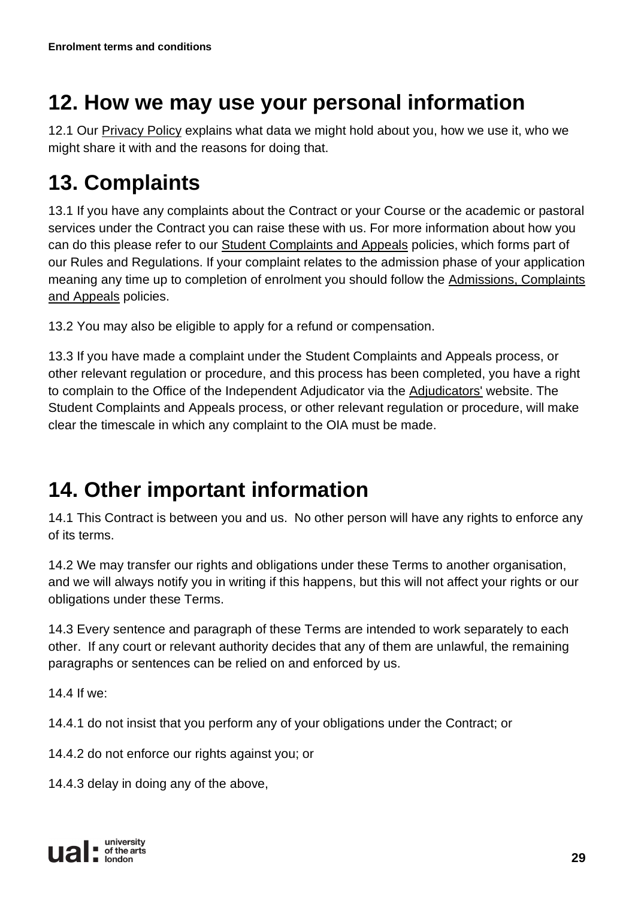## 12. How we may use your personal information

12.1 Our Privacy Policy explains what data we might hold about you, how we use it, who we might share it with and the reasons for doing that.

## 13. Complaints

13.1 If you have any complaints about the Contract or your Course or the academic or pastoral services under the Contract you can raise these with us. For more information about how you can do this please refer to our Student Complaints and Appeals policies, which forms part of our Rules and Regulations. If your complaint relates to the admission phase of your application meaning any time up to completion of enrolment you should follow the Admissions, Complaints and Appeals policies.

13.2 You may also be eligible to apply for a refund or compensation.

13.3 If you have made a complaint under the Student Complaints and Appeals process, or other relevant regulation or procedure, and this process has been completed, you have a right to complain to the Office of the Independent Adjudicator via the Adjudicators' website. The Student Complaints and Appeals process, or other relevant regulation or procedure, will make clear the timescale in which any complaint to the OIA must be made.

## 14. Other important information

14.1 This Contract is between you and us. No other person will have any rights to enforce any of its terms.

14.2 We may transfer our rights and obligations under these Terms to another organisation, and we will always notify you in writing if this happens, but this will not affect your rights or our obligations under these Terms.

14.3 Every sentence and paragraph of these Terms are intended to work separately to each other. If any court or relevant authority decides that any of them are unlawful, the remaining paragraphs or sentences can be relied on and enforced by us.

14.4 If we:

14.4.1 do not insist that you perform any of your obligations under the Contract; or

14.4.2 do not enforce our rights against you; or

14.4.3 delay in doing any of the above,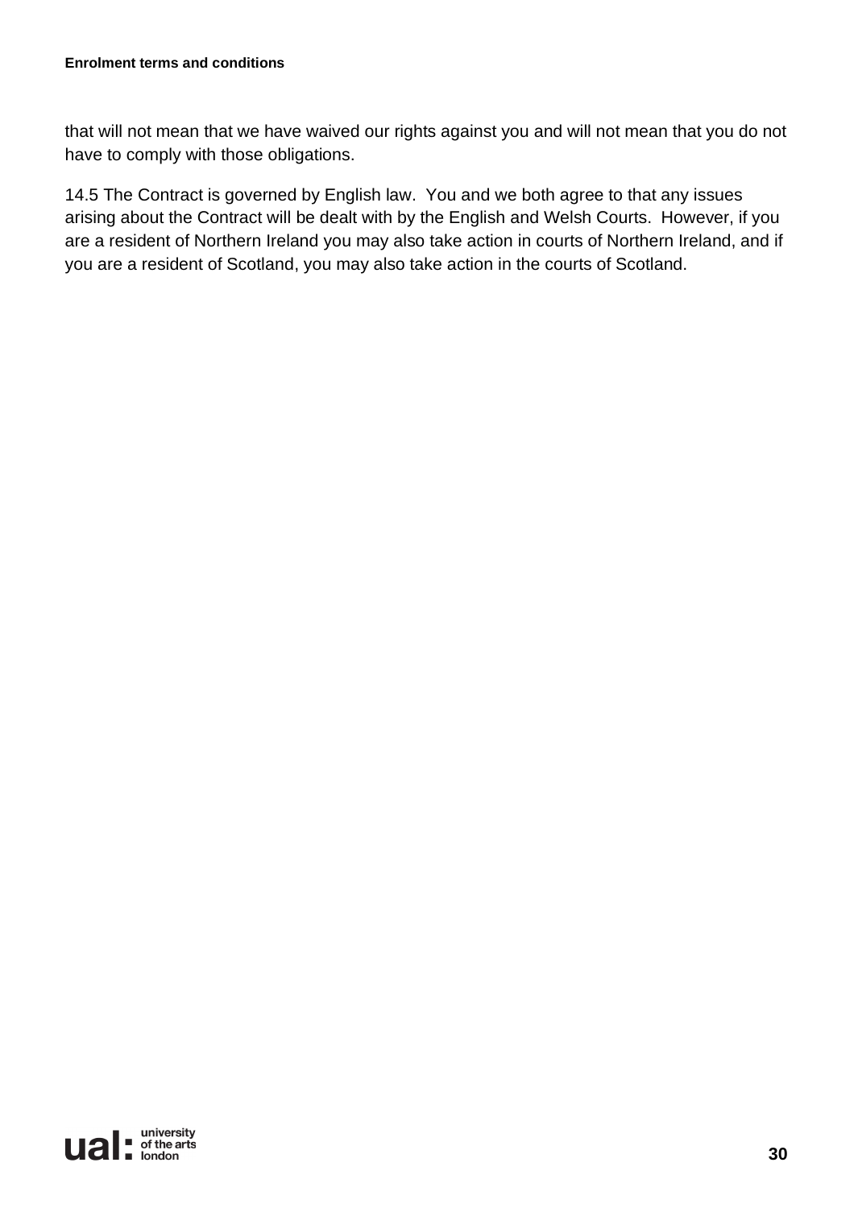that will not mean that we have waived our rights against you and will not mean that you do not have to comply with those obligations.

14.5 The Contract is governed by English law. You and we both agree to that any issues arising about the Contract will be dealt with by the English and Welsh Courts. However, if you are a resident of Northern Ireland you may also take action in courts of Northern Ireland, and if you are a resident of Scotland, you may also take action in the courts of Scotland.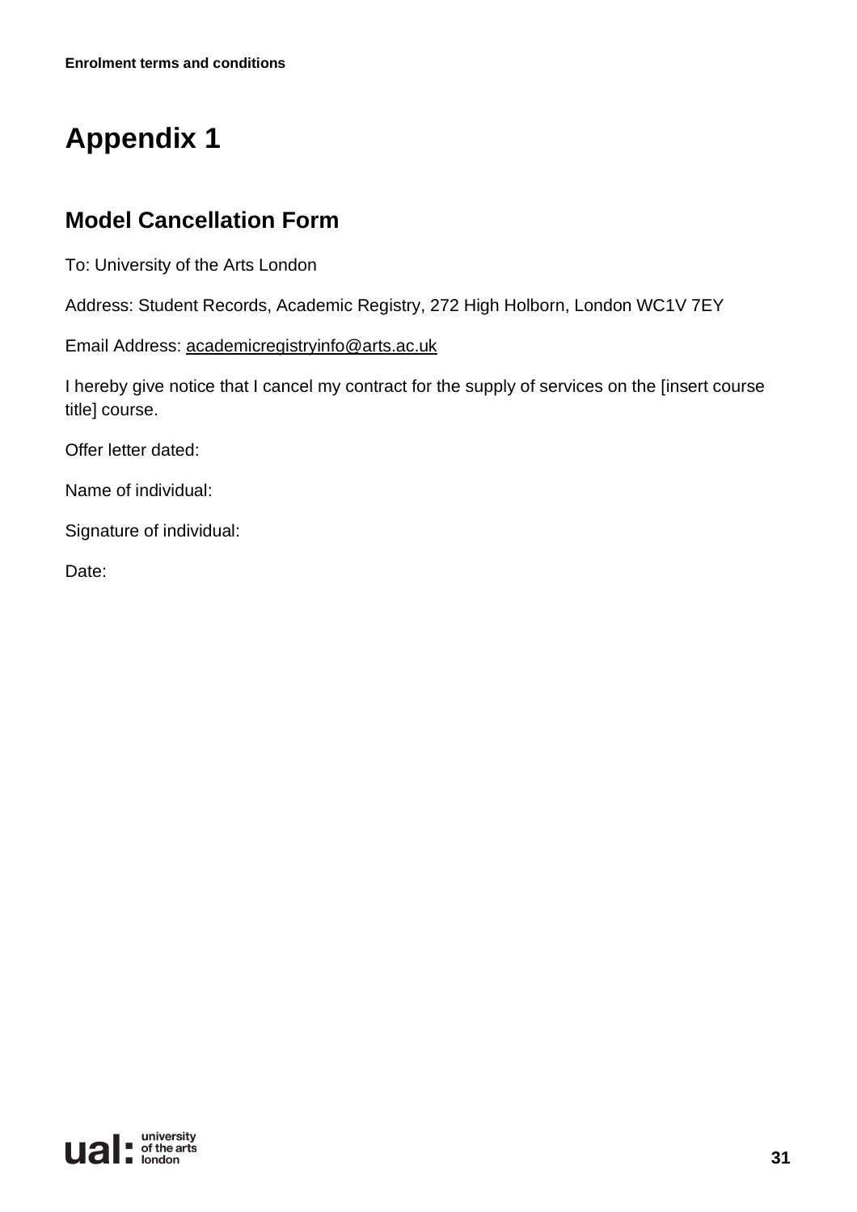# Appendix 1

## Model Cancellation Form

To: University of the Arts London

Address: Student Records, Academic Registry, 272 High Holborn, London WC1V 7EY

Email Address: academicregistryinfo@arts.ac.uk

I hereby give notice that I cancel my contract for the supply of services on the [insert course title] course.

Offer letter dated:

Name of individual:

Signature of individual:

Date: